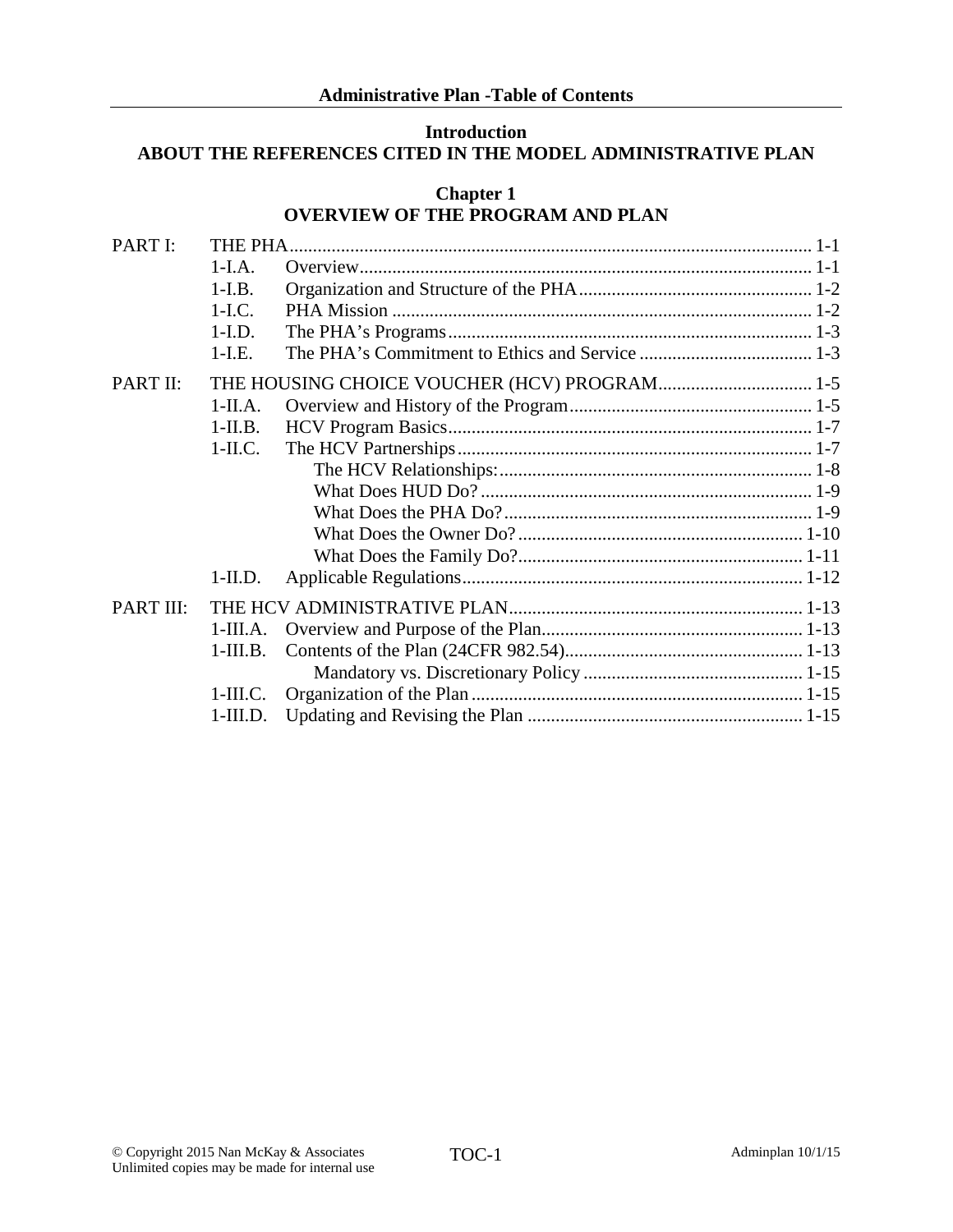# Administrative Plan -Table of Contents

## Introduction
## ABOUT THE REFERENCES CITED IN THE MODEL ADMINISTRATIVE PLAN

## Chapter 1
## OVERVIEW OF THE PROGRAM AND PLAN

PART I: THE PHA ..... 1-1
- 1-I.A. Overview ..... 1-1
- 1-I.B. Organization and Structure of the PHA ..... 1-2
- 1-I.C. PHA Mission ..... 1-2
- 1-I.D. The PHA's Programs ..... 1-3
- 1-I.E. The PHA's Commitment to Ethics and Service ..... 1-3

PART II: THE HOUSING CHOICE VOUCHER (HCV) PROGRAM ..... 1-5
- 1-II.A. Overview and History of the Program ..... 1-5
- 1-II.B. HCV Program Basics ..... 1-7
- 1-II.C. The HCV Partnerships ..... 1-7
  - The HCV Relationships: ..... 1-8
  - What Does HUD Do? ..... 1-9
  - What Does the PHA Do? ..... 1-9
  - What Does the Owner Do? ..... 1-10
  - What Does the Family Do? ..... 1-11
- 1-II.D. Applicable Regulations ..... 1-12

PART III: THE HCV ADMINISTRATIVE PLAN ..... 1-13
- 1-III.A. Overview and Purpose of the Plan ..... 1-13
- 1-III.B. Contents of the Plan (24CFR 982.54) ..... 1-13
  - Mandatory vs. Discretionary Policy ..... 1-15
- 1-III.C. Organization of the Plan ..... 1-15
- 1-III.D. Updating and Revising the Plan ..... 1-15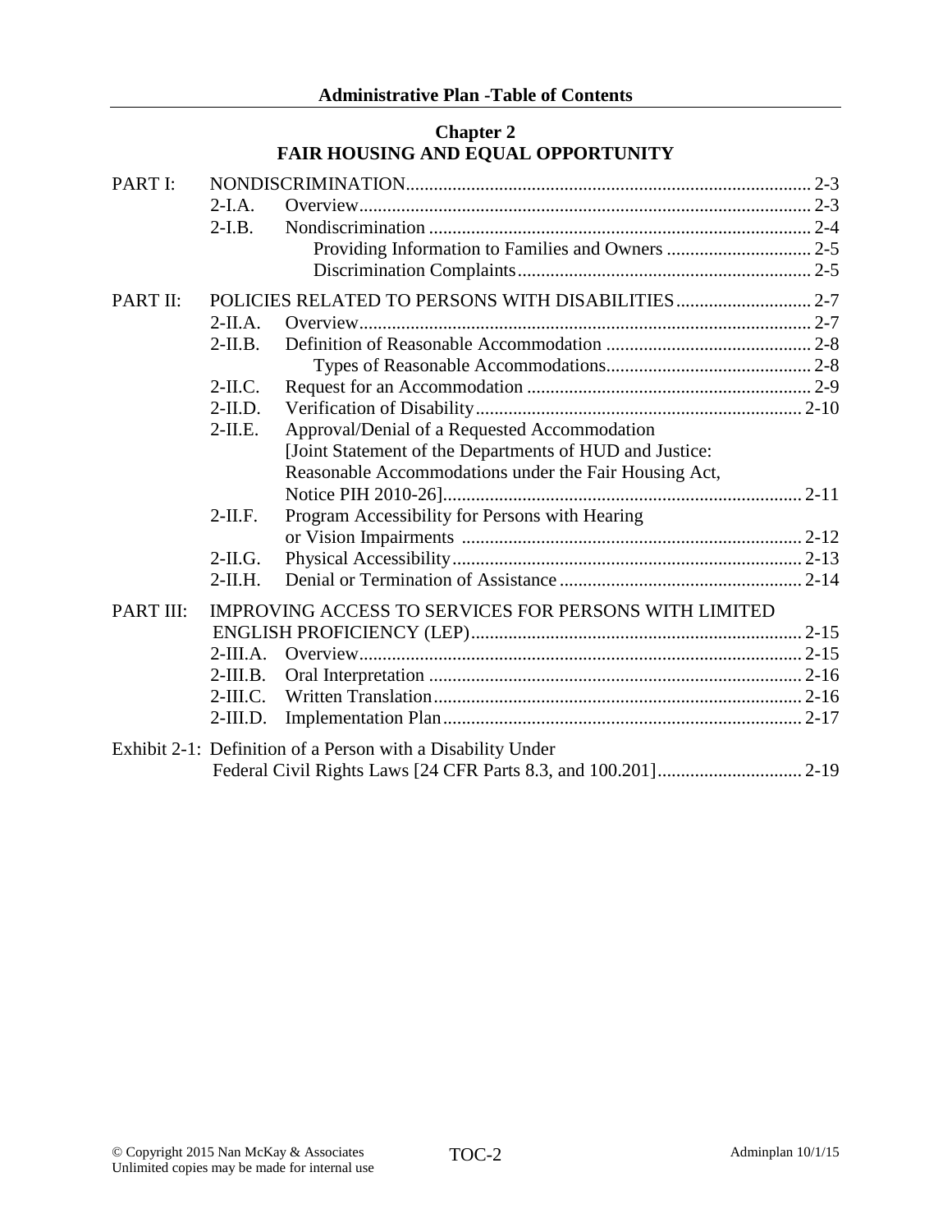## Chapter 2
## FAIR HOUSING AND EQUAL OPPORTUNITY

PART I: NONDISCRIMINATION ........................................................................ 2-3

- 2-I.A. Overview ........................................................................ 2-3
- 2-I.B. Nondiscrimination ........................................................................ 2-4
  - Providing Information to Families and Owners ........................................ 2-5
  - Discrimination Complaints ........................................................................ 2-5

PART II: POLICIES RELATED TO PERSONS WITH DISABILITIES ........................................ 2-7

- 2-II.A. Overview ........................................................................ 2-7
- 2-II.B. Definition of Reasonable Accommodation ........................................ 2-8
  - Types of Reasonable Accommodations ........................................ 2-8
- 2-II.C. Request for an Accommodation ........................................ 2-9
- 2-II.D. Verification of Disability ........................................ 2-10
- 2-II.E. Approval/Denial of a Requested Accommodation [Joint Statement of the Departments of HUD and Justice: Reasonable Accommodations under the Fair Housing Act, Notice PIH 2010-26] ........................................ 2-11
- 2-II.F. Program Accessibility for Persons with Hearing or Vision Impairments ........................................ 2-12
- 2-II.G. Physical Accessibility ........................................ 2-13
- 2-II.H. Denial or Termination of Assistance ........................................ 2-14

PART III: IMPROVING ACCESS TO SERVICES FOR PERSONS WITH LIMITED ENGLISH PROFICIENCY (LEP) ........................................ 2-15

- 2-III.A. Overview ........................................ 2-15
- 2-III.B. Oral Interpretation ........................................ 2-16
- 2-III.C. Written Translation ........................................ 2-16
- 2-III.D. Implementation Plan ........................................ 2-17

Exhibit 2-1: Definition of a Person with a Disability Under Federal Civil Rights Laws [24 CFR Parts 8.3, and 100.201] ........................................ 2-19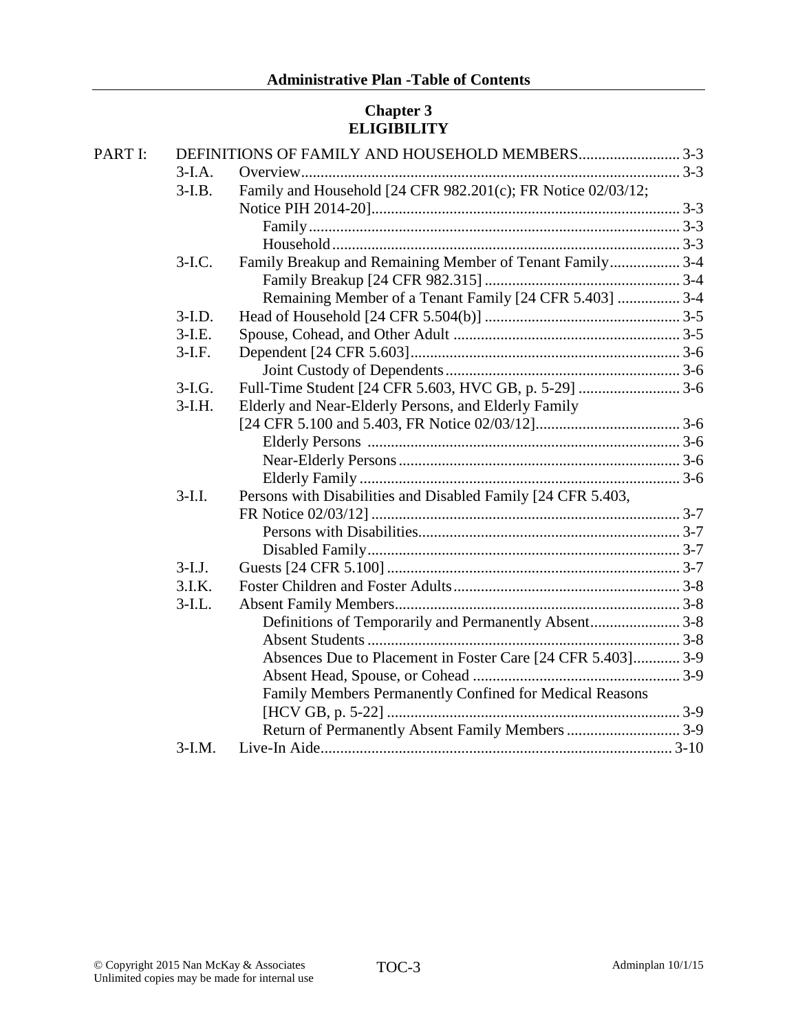## Chapter 3
## ELIGIBILITY

| | | | |
|---|---|---|---|
| PART I: | DEFINITIONS OF FAMILY AND HOUSEHOLD MEMBERS | | 3-3 |
| | 3-I.A. | Overview | 3-3 |
| | 3-I.B. | Family and Household [24 CFR 982.201(c); FR Notice 02/03/12; Notice PIH 2014-20] | 3-3 |
| | | Family | 3-3 |
| | | Household | 3-3 |
| | 3-I.C. | Family Breakup and Remaining Member of Tenant Family | 3-4 |
| | | Family Breakup [24 CFR 982.315] | 3-4 |
| | | Remaining Member of a Tenant Family [24 CFR 5.403] | 3-4 |
| | 3-I.D. | Head of Household [24 CFR 5.504(b)] | 3-5 |
| | 3-I.E. | Spouse, Cohead, and Other Adult | 3-5 |
| | 3-I.F. | Dependent [24 CFR 5.603] | 3-6 |
| | | Joint Custody of Dependents | 3-6 |
| | 3-I.G. | Full-Time Student [24 CFR 5.603, HVC GB, p. 5-29] | 3-6 |
| | 3-I.H. | Elderly and Near-Elderly Persons, and Elderly Family [24 CFR 5.100 and 5.403, FR Notice 02/03/12] | 3-6 |
| | | Elderly Persons | 3-6 |
| | | Near-Elderly Persons | 3-6 |
| | | Elderly Family | 3-6 |
| | 3-I.I. | Persons with Disabilities and Disabled Family [24 CFR 5.403, FR Notice 02/03/12] | 3-7 |
| | | Persons with Disabilities | 3-7 |
| | | Disabled Family | 3-7 |
| | 3-I.J. | Guests [24 CFR 5.100] | 3-7 |
| | 3.I.K. | Foster Children and Foster Adults | 3-8 |
| | 3-I.L. | Absent Family Members | 3-8 |
| | | Definitions of Temporarily and Permanently Absent | 3-8 |
| | | Absent Students | 3-8 |
| | | Absences Due to Placement in Foster Care [24 CFR 5.403] | 3-9 |
| | | Absent Head, Spouse, or Cohead | 3-9 |
| | | Family Members Permanently Confined for Medical Reasons [HCV GB, p. 5-22] | 3-9 |
| | | Return of Permanently Absent Family Members | 3-9 |
| | 3-I.M. | Live-In Aide | 3-10 |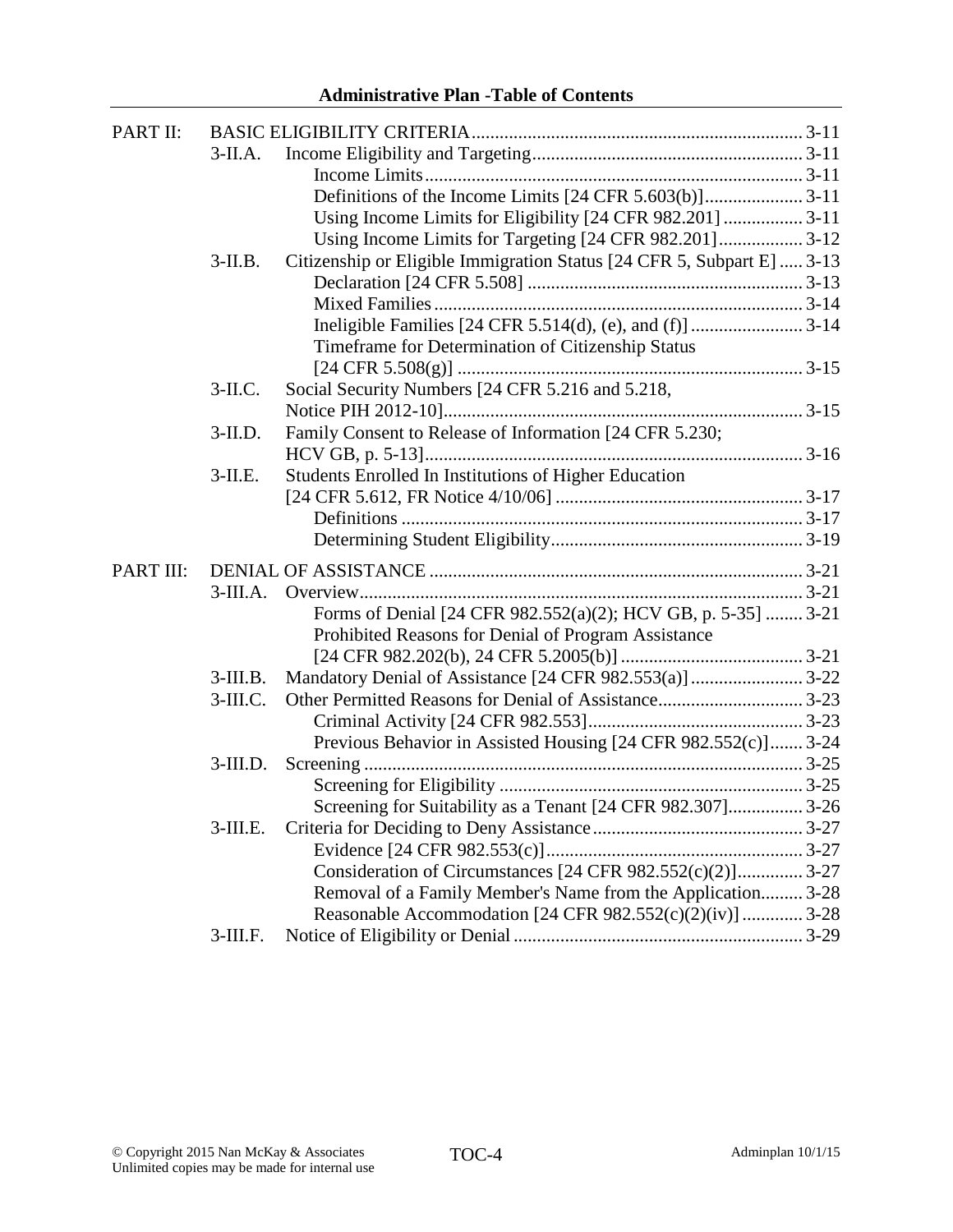**Administrative Plan -Table of Contents**

| | | | |
|---|---|---|---|
| PART II: | BASIC ELIGIBILITY CRITERIA | | 3-11 |
| | 3-II.A. | Income Eligibility and Targeting | 3-11 |
| | | Income Limits | 3-11 |
| | | Definitions of the Income Limits [24 CFR 5.603(b)] | 3-11 |
| | | Using Income Limits for Eligibility [24 CFR 982.201] | 3-11 |
| | | Using Income Limits for Targeting [24 CFR 982.201] | 3-12 |
| | 3-II.B. | Citizenship or Eligible Immigration Status [24 CFR 5, Subpart E] | 3-13 |
| | | Declaration [24 CFR 5.508] | 3-13 |
| | | Mixed Families | 3-14 |
| | | Ineligible Families [24 CFR 5.514(d), (e), and (f)] | 3-14 |
| | | Timeframe for Determination of Citizenship Status [24 CFR 5.508(g)] | 3-15 |
| | 3-II.C. | Social Security Numbers [24 CFR 5.216 and 5.218, Notice PIH 2012-10] | 3-15 |
| | 3-II.D. | Family Consent to Release of Information [24 CFR 5.230; HCV GB, p. 5-13] | 3-16 |
| | 3-II.E. | Students Enrolled In Institutions of Higher Education [24 CFR 5.612, FR Notice 4/10/06] | 3-17 |
| | | Definitions | 3-17 |
| | | Determining Student Eligibility | 3-19 |
| PART III: | DENIAL OF ASSISTANCE | | 3-21 |
| | 3-III.A. | Overview | 3-21 |
| | | Forms of Denial [24 CFR 982.552(a)(2); HCV GB, p. 5-35] | 3-21 |
| | | Prohibited Reasons for Denial of Program Assistance [24 CFR 982.202(b), 24 CFR 5.2005(b)] | 3-21 |
| | 3-III.B. | Mandatory Denial of Assistance [24 CFR 982.553(a)] | 3-22 |
| | 3-III.C. | Other Permitted Reasons for Denial of Assistance | 3-23 |
| | | Criminal Activity [24 CFR 982.553] | 3-23 |
| | | Previous Behavior in Assisted Housing [24 CFR 982.552(c)] | 3-24 |
| | 3-III.D. | Screening | 3-25 |
| | | Screening for Eligibility | 3-25 |
| | | Screening for Suitability as a Tenant [24 CFR 982.307] | 3-26 |
| | 3-III.E. | Criteria for Deciding to Deny Assistance | 3-27 |
| | | Evidence [24 CFR 982.553(c)] | 3-27 |
| | | Consideration of Circumstances [24 CFR 982.552(c)(2)] | 3-27 |
| | | Removal of a Family Member's Name from the Application | 3-28 |
| | | Reasonable Accommodation [24 CFR 982.552(c)(2)(iv)] | 3-28 |
| | 3-III.F. | Notice of Eligibility or Denial | 3-29 |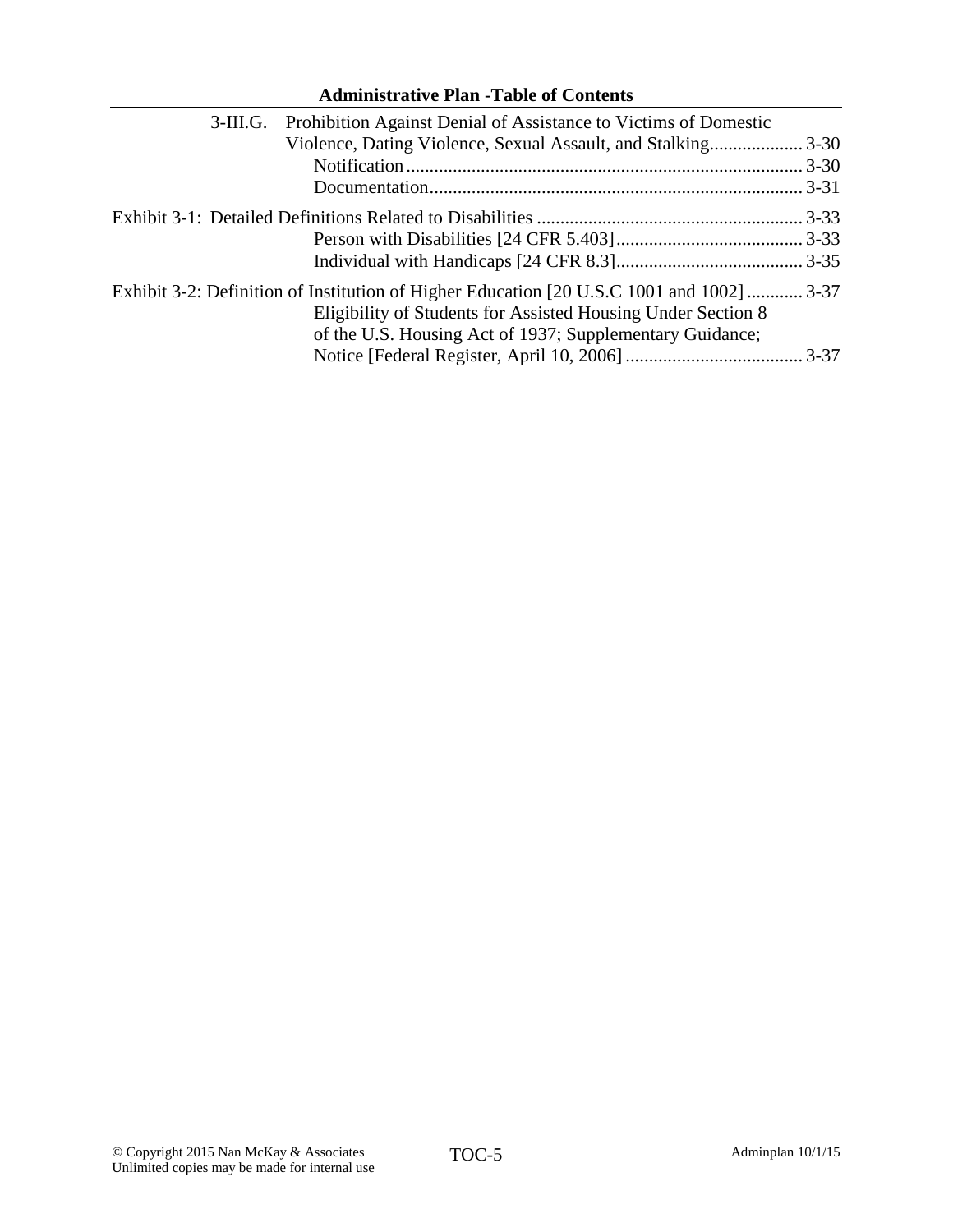3-III.G. Prohibition Against Denial of Assistance to Victims of Domestic Violence, Dating Violence, Sexual Assault, and Stalking .................... 3-30

Notification ..................................................................................... 3-30

Documentation ................................................................................. 3-31

Exhibit 3-1: Detailed Definitions Related to Disabilities ......................................................... 3-33

Person with Disabilities [24 CFR 5.403] ........................................ 3-33

Individual with Handicaps [24 CFR 8.3] ........................................ 3-35

Exhibit 3-2: Definition of Institution of Higher Education [20 U.S.C 1001 and 1002] ............ 3-37

Eligibility of Students for Assisted Housing Under Section 8 of the U.S. Housing Act of 1937; Supplementary Guidance; Notice [Federal Register, April 10, 2006] ...................................... 3-37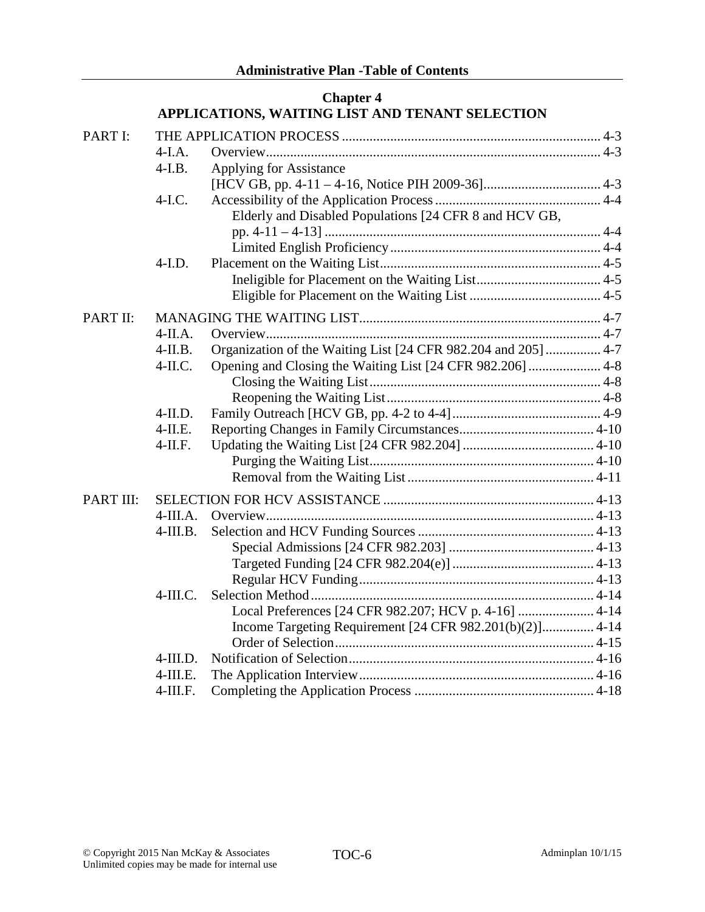**Administrative Plan -Table of Contents**

## Chapter 4
## APPLICATIONS, WAITING LIST AND TENANT SELECTION

| | | | |
|---|---|---|---|
| PART I: | THE APPLICATION PROCESS | | 4-3 |
| | 4-I.A. | Overview | 4-3 |
| | 4-I.B. | Applying for Assistance [HCV GB, pp. 4-11 – 4-16, Notice PIH 2009-36] | 4-3 |
| | 4-I.C. | Accessibility of the Application Process | 4-4 |
| | | Elderly and Disabled Populations [24 CFR 8 and HCV GB, pp. 4-11 – 4-13] | 4-4 |
| | | Limited English Proficiency | 4-4 |
| | 4-I.D. | Placement on the Waiting List | 4-5 |
| | | Ineligible for Placement on the Waiting List | 4-5 |
| | | Eligible for Placement on the Waiting List | 4-5 |
| PART II: | MANAGING THE WAITING LIST | | 4-7 |
| | 4-II.A. | Overview | 4-7 |
| | 4-II.B. | Organization of the Waiting List [24 CFR 982.204 and 205] | 4-7 |
| | 4-II.C. | Opening and Closing the Waiting List [24 CFR 982.206] | 4-8 |
| | | Closing the Waiting List | 4-8 |
| | | Reopening the Waiting List | 4-8 |
| | 4-II.D. | Family Outreach [HCV GB, pp. 4-2 to 4-4] | 4-9 |
| | 4-II.E. | Reporting Changes in Family Circumstances | 4-10 |
| | 4-II.F. | Updating the Waiting List [24 CFR 982.204] | 4-10 |
| | | Purging the Waiting List | 4-10 |
| | | Removal from the Waiting List | 4-11 |
| PART III: | SELECTION FOR HCV ASSISTANCE | | 4-13 |
| | 4-III.A. | Overview | 4-13 |
| | 4-III.B. | Selection and HCV Funding Sources | 4-13 |
| | | Special Admissions [24 CFR 982.203] | 4-13 |
| | | Targeted Funding [24 CFR 982.204(e)] | 4-13 |
| | | Regular HCV Funding | 4-13 |
| | 4-III.C. | Selection Method | 4-14 |
| | | Local Preferences [24 CFR 982.207; HCV p. 4-16] | 4-14 |
| | | Income Targeting Requirement [24 CFR 982.201(b)(2)] | 4-14 |
| | | Order of Selection | 4-15 |
| | 4-III.D. | Notification of Selection | 4-16 |
| | 4-III.E. | The Application Interview | 4-16 |
| | 4-III.F. | Completing the Application Process | 4-18 |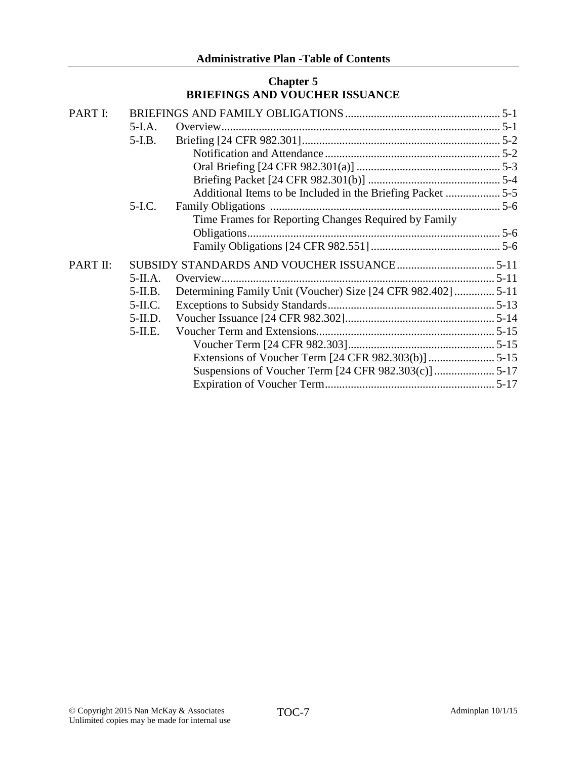## Chapter 5
## BRIEFINGS AND VOUCHER ISSUANCE

| | | | |
|---|---|---|---|
| PART I: | BRIEFINGS AND FAMILY OBLIGATIONS | | 5-1 |
| | 5-I.A. | Overview | 5-1 |
| | 5-I.B. | Briefing [24 CFR 982.301] | 5-2 |
| | | Notification and Attendance | 5-2 |
| | | Oral Briefing [24 CFR 982.301(a)] | 5-3 |
| | | Briefing Packet [24 CFR 982.301(b)] | 5-4 |
| | | Additional Items to be Included in the Briefing Packet | 5-5 |
| | 5-I.C. | Family Obligations | 5-6 |
| | | Time Frames for Reporting Changes Required by Family Obligations | 5-6 |
| | | Family Obligations [24 CFR 982.551] | 5-6 |
| PART II: | SUBSIDY STANDARDS AND VOUCHER ISSUANCE | | 5-11 |
| | 5-II.A. | Overview | 5-11 |
| | 5-II.B. | Determining Family Unit (Voucher) Size [24 CFR 982.402] | 5-11 |
| | 5-II.C. | Exceptions to Subsidy Standards | 5-13 |
| | 5-II.D. | Voucher Issuance [24 CFR 982.302] | 5-14 |
| | 5-II.E. | Voucher Term and Extensions | 5-15 |
| | | Voucher Term [24 CFR 982.303] | 5-15 |
| | | Extensions of Voucher Term [24 CFR 982.303(b)] | 5-15 |
| | | Suspensions of Voucher Term [24 CFR 982.303(c)] | 5-17 |
| | | Expiration of Voucher Term | 5-17 |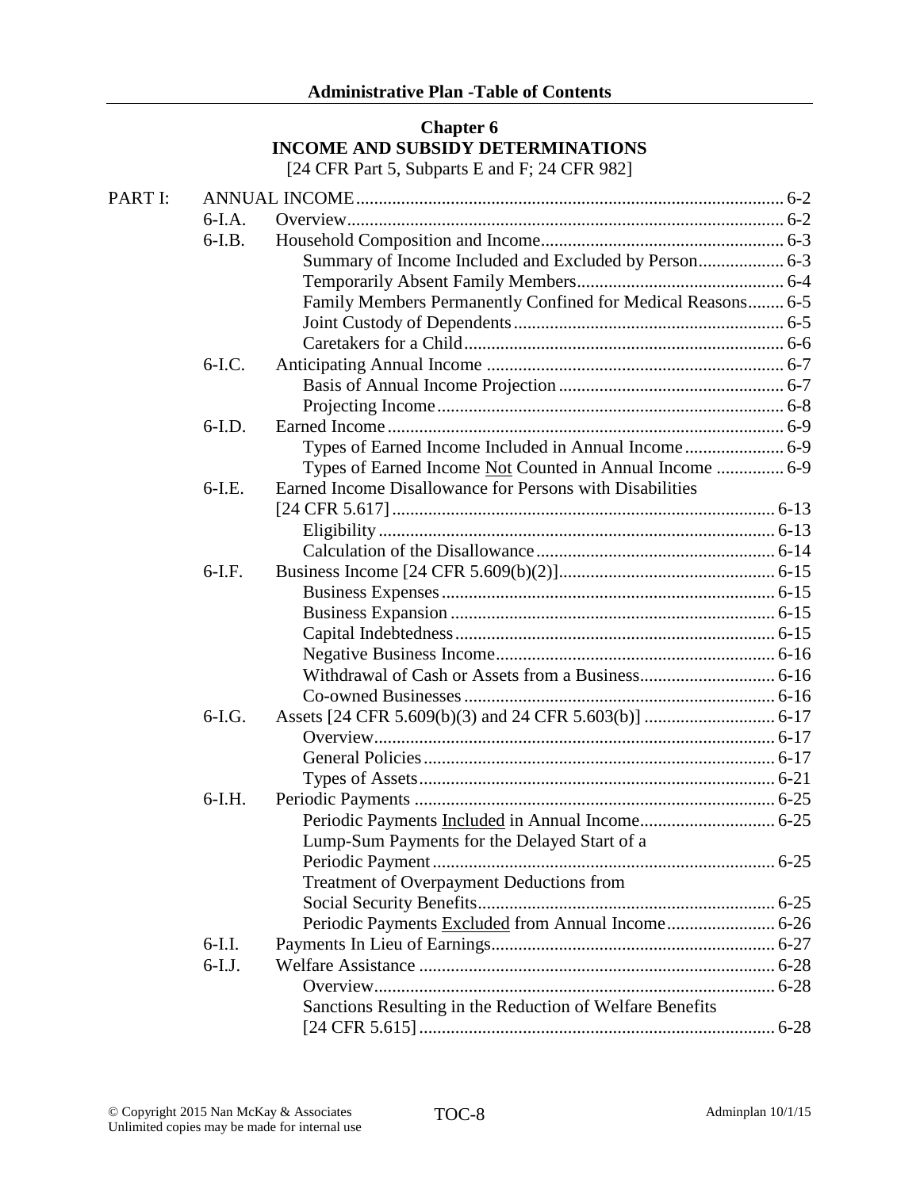**Administrative Plan -Table of Contents**

## Chapter 6
## INCOME AND SUBSIDY DETERMINATIONS

[24 CFR Part 5, Subparts E and F; 24 CFR 982]

| | | | |
|---|---|---|---|
| PART I: | ANNUAL INCOME | | 6-2 |
| | 6-I.A. | Overview | 6-2 |
| | 6-I.B. | Household Composition and Income | 6-3 |
| | | Summary of Income Included and Excluded by Person | 6-3 |
| | | Temporarily Absent Family Members | 6-4 |
| | | Family Members Permanently Confined for Medical Reasons | 6-5 |
| | | Joint Custody of Dependents | 6-5 |
| | | Caretakers for a Child | 6-6 |
| | 6-I.C. | Anticipating Annual Income | 6-7 |
| | | Basis of Annual Income Projection | 6-7 |
| | | Projecting Income | 6-8 |
| | 6-I.D. | Earned Income | 6-9 |
| | | Types of Earned Income Included in Annual Income | 6-9 |
| | | Types of Earned Income Not Counted in Annual Income | 6-9 |
| | 6-I.E. | Earned Income Disallowance for Persons with Disabilities [24 CFR 5.617] | 6-13 |
| | | Eligibility | 6-13 |
| | | Calculation of the Disallowance | 6-14 |
| | 6-I.F. | Business Income [24 CFR 5.609(b)(2)] | 6-15 |
| | | Business Expenses | 6-15 |
| | | Business Expansion | 6-15 |
| | | Capital Indebtedness | 6-15 |
| | | Negative Business Income | 6-16 |
| | | Withdrawal of Cash or Assets from a Business | 6-16 |
| | | Co-owned Businesses | 6-16 |
| | 6-I.G. | Assets [24 CFR 5.609(b)(3) and 24 CFR 5.603(b)] | 6-17 |
| | | Overview | 6-17 |
| | | General Policies | 6-17 |
| | | Types of Assets | 6-21 |
| | 6-I.H. | Periodic Payments | 6-25 |
| | | Periodic Payments Included in Annual Income | 6-25 |
| | | Lump-Sum Payments for the Delayed Start of a Periodic Payment | 6-25 |
| | | Treatment of Overpayment Deductions from Social Security Benefits | 6-25 |
| | | Periodic Payments Excluded from Annual Income | 6-26 |
| | 6-I.I. | Payments In Lieu of Earnings | 6-27 |
| | 6-I.J. | Welfare Assistance | 6-28 |
| | | Overview | 6-28 |
| | | Sanctions Resulting in the Reduction of Welfare Benefits [24 CFR 5.615] | 6-28 |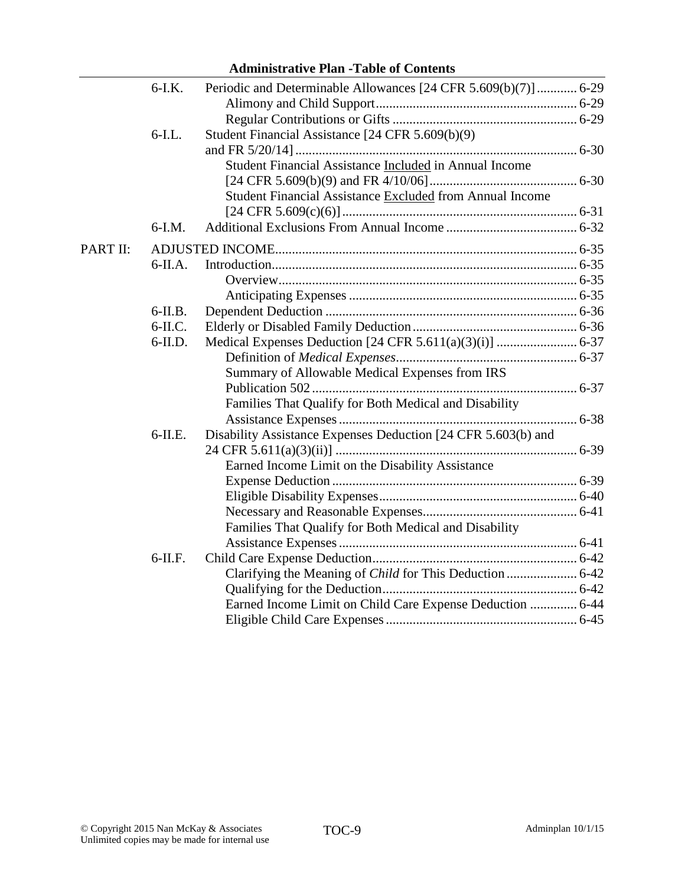| | | | |
|---|---|---|---|
| | 6-I.K. | Periodic and Determinable Allowances [24 CFR 5.609(b)(7)] | 6-29 |
| | | Alimony and Child Support | 6-29 |
| | | Regular Contributions or Gifts | 6-29 |
| | 6-I.L. | Student Financial Assistance [24 CFR 5.609(b)(9) and FR 5/20/14] | 6-30 |
| | | Student Financial Assistance Included in Annual Income [24 CFR 5.609(b)(9) and FR 4/10/06] | 6-30 |
| | | Student Financial Assistance Excluded from Annual Income [24 CFR 5.609(c)(6)] | 6-31 |
| | 6-I.M. | Additional Exclusions From Annual Income | 6-32 |
| PART II: | ADJUSTED INCOME | | 6-35 |
| | 6-II.A. | Introduction | 6-35 |
| | | Overview | 6-35 |
| | | Anticipating Expenses | 6-35 |
| | 6-II.B. | Dependent Deduction | 6-36 |
| | 6-II.C. | Elderly or Disabled Family Deduction | 6-36 |
| | 6-II.D. | Medical Expenses Deduction [24 CFR 5.611(a)(3)(i)] | 6-37 |
| | | Definition of *Medical Expenses* | 6-37 |
| | | Summary of Allowable Medical Expenses from IRS Publication 502 | 6-37 |
| | | Families That Qualify for Both Medical and Disability Assistance Expenses | 6-38 |
| | 6-II.E. | Disability Assistance Expenses Deduction [24 CFR 5.603(b) and 24 CFR 5.611(a)(3)(ii)] | 6-39 |
| | | Earned Income Limit on the Disability Assistance Expense Deduction | 6-39 |
| | | Eligible Disability Expenses | 6-40 |
| | | Necessary and Reasonable Expenses | 6-41 |
| | | Families That Qualify for Both Medical and Disability Assistance Expenses | 6-41 |
| | 6-II.F. | Child Care Expense Deduction | 6-42 |
| | | Clarifying the Meaning of *Child* for This Deduction | 6-42 |
| | | Qualifying for the Deduction | 6-42 |
| | | Earned Income Limit on Child Care Expense Deduction | 6-44 |
| | | Eligible Child Care Expenses | 6-45 |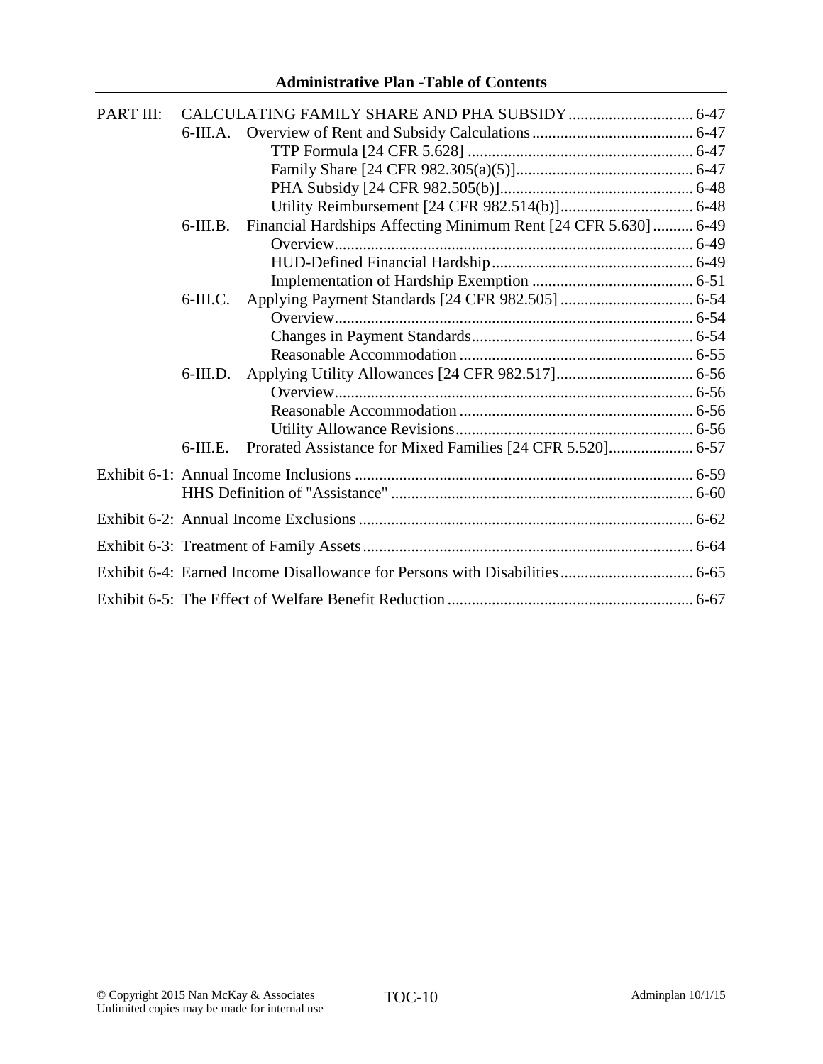**Administrative Plan -Table of Contents**

| | | | |
|---|---|---|---|
| PART III: | CALCULATING FAMILY SHARE AND PHA SUBSIDY | | 6-47 |
| | 6-III.A. | Overview of Rent and Subsidy Calculations | 6-47 |
| | | TTP Formula [24 CFR 5.628] | 6-47 |
| | | Family Share [24 CFR 982.305(a)(5)] | 6-47 |
| | | PHA Subsidy [24 CFR 982.505(b)] | 6-48 |
| | | Utility Reimbursement [24 CFR 982.514(b)] | 6-48 |
| | 6-III.B. | Financial Hardships Affecting Minimum Rent [24 CFR 5.630] | 6-49 |
| | | Overview | 6-49 |
| | | HUD-Defined Financial Hardship | 6-49 |
| | | Implementation of Hardship Exemption | 6-51 |
| | 6-III.C. | Applying Payment Standards [24 CFR 982.505] | 6-54 |
| | | Overview | 6-54 |
| | | Changes in Payment Standards | 6-54 |
| | | Reasonable Accommodation | 6-55 |
| | 6-III.D. | Applying Utility Allowances [24 CFR 982.517] | 6-56 |
| | | Overview | 6-56 |
| | | Reasonable Accommodation | 6-56 |
| | | Utility Allowance Revisions | 6-56 |
| | 6-III.E. | Prorated Assistance for Mixed Families [24 CFR 5.520] | 6-57 |
| Exhibit 6-1: | Annual Income Inclusions | | 6-59 |
| | HHS Definition of "Assistance" | | 6-60 |
| Exhibit 6-2: | Annual Income Exclusions | | 6-62 |
| Exhibit 6-3: | Treatment of Family Assets | | 6-64 |
| Exhibit 6-4: | Earned Income Disallowance for Persons with Disabilities | | 6-65 |
| Exhibit 6-5: | The Effect of Welfare Benefit Reduction | | 6-67 |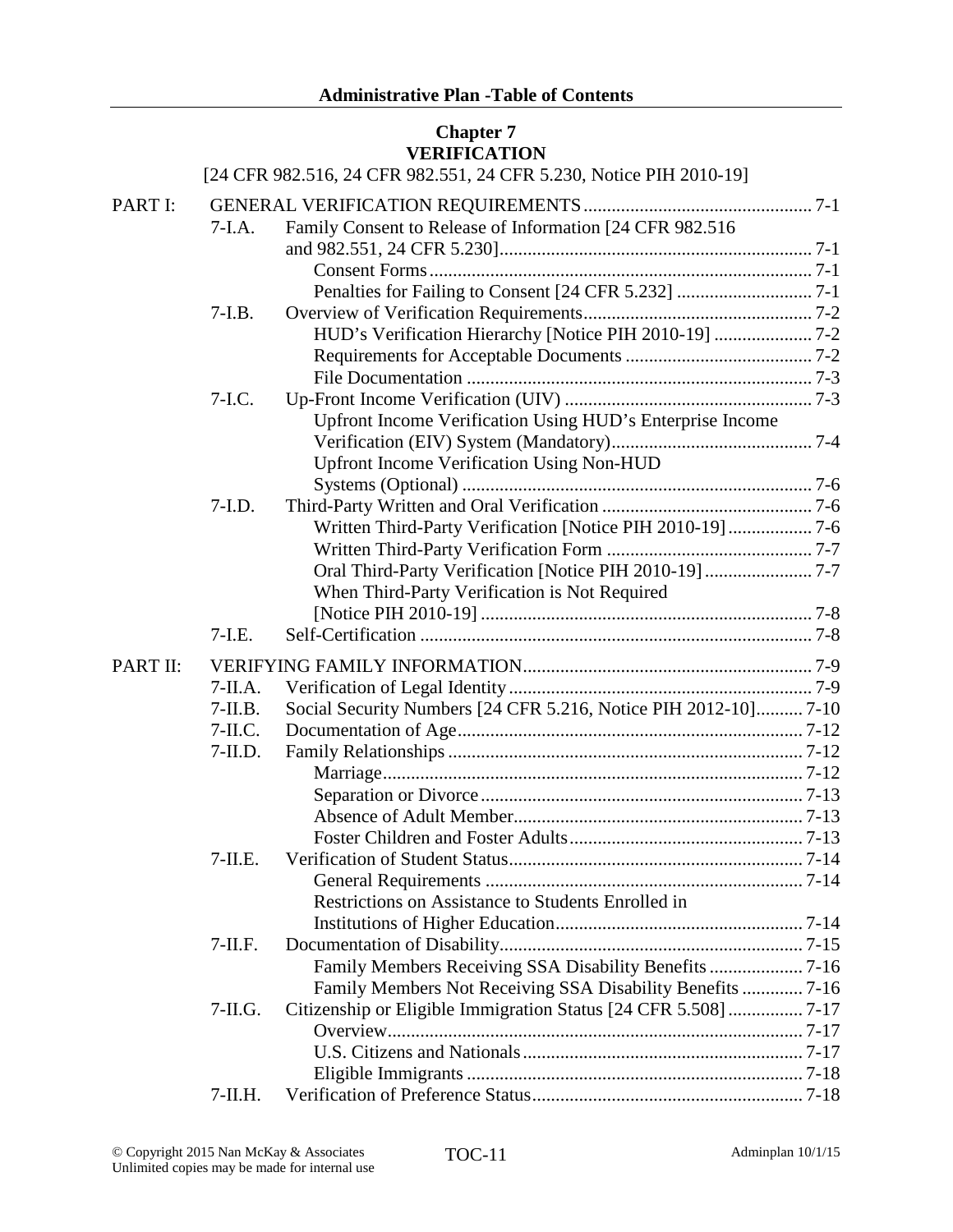**Chapter 7**
**VERIFICATION**

[24 CFR 982.516, 24 CFR 982.551, 24 CFR 5.230, Notice PIH 2010-19]

| | | | |
|---|---|---|---|
| PART I: | | GENERAL VERIFICATION REQUIREMENTS | 7-1 |
| | 7-I.A. | Family Consent to Release of Information [24 CFR 982.516 and 982.551, 24 CFR 5.230] | 7-1 |
| | | Consent Forms | 7-1 |
| | | Penalties for Failing to Consent [24 CFR 5.232] | 7-1 |
| | 7-I.B. | Overview of Verification Requirements | 7-2 |
| | | HUD's Verification Hierarchy [Notice PIH 2010-19] | 7-2 |
| | | Requirements for Acceptable Documents | 7-2 |
| | | File Documentation | 7-3 |
| | 7-I.C. | Up-Front Income Verification (UIV) | 7-3 |
| | | Upfront Income Verification Using HUD's Enterprise Income Verification (EIV) System (Mandatory) | 7-4 |
| | | Upfront Income Verification Using Non-HUD Systems (Optional) | 7-6 |
| | 7-I.D. | Third-Party Written and Oral Verification | 7-6 |
| | | Written Third-Party Verification [Notice PIH 2010-19] | 7-6 |
| | | Written Third-Party Verification Form | 7-7 |
| | | Oral Third-Party Verification [Notice PIH 2010-19] | 7-7 |
| | | When Third-Party Verification is Not Required [Notice PIH 2010-19] | 7-8 |
| | 7-I.E. | Self-Certification | 7-8 |
| PART II: | | VERIFYING FAMILY INFORMATION | 7-9 |
| | 7-II.A. | Verification of Legal Identity | 7-9 |
| | 7-II.B. | Social Security Numbers [24 CFR 5.216, Notice PIH 2012-10] | 7-10 |
| | 7-II.C. | Documentation of Age | 7-12 |
| | 7-II.D. | Family Relationships | 7-12 |
| | | Marriage | 7-12 |
| | | Separation or Divorce | 7-13 |
| | | Absence of Adult Member | 7-13 |
| | | Foster Children and Foster Adults | 7-13 |
| | 7-II.E. | Verification of Student Status | 7-14 |
| | | General Requirements | 7-14 |
| | | Restrictions on Assistance to Students Enrolled in Institutions of Higher Education | 7-14 |
| | 7-II.F. | Documentation of Disability | 7-15 |
| | | Family Members Receiving SSA Disability Benefits | 7-16 |
| | | Family Members Not Receiving SSA Disability Benefits | 7-16 |
| | 7-II.G. | Citizenship or Eligible Immigration Status [24 CFR 5.508] | 7-17 |
| | | Overview | 7-17 |
| | | U.S. Citizens and Nationals | 7-17 |
| | | Eligible Immigrants | 7-18 |
| | 7-II.H. | Verification of Preference Status | 7-18 |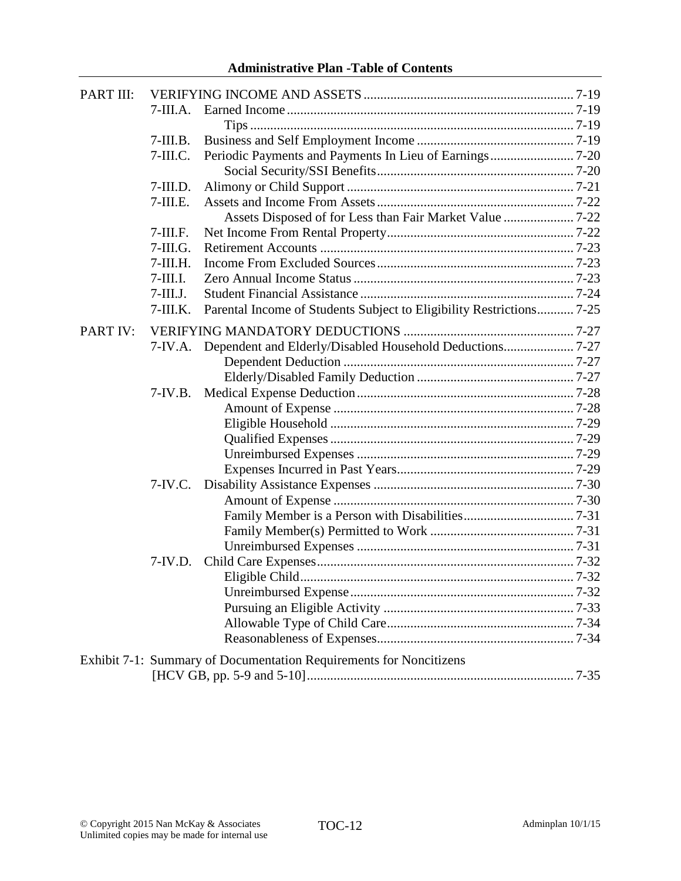**Administrative Plan -Table of Contents**

| | | | |
|---|---|---|---|
| PART III: | VERIFYING INCOME AND ASSETS | | 7-19 |
| | 7-III.A. | Earned Income | 7-19 |
| | | Tips | 7-19 |
| | 7-III.B. | Business and Self Employment Income | 7-19 |
| | 7-III.C. | Periodic Payments and Payments In Lieu of Earnings | 7-20 |
| | | Social Security/SSI Benefits | 7-20 |
| | 7-III.D. | Alimony or Child Support | 7-21 |
| | 7-III.E. | Assets and Income From Assets | 7-22 |
| | | Assets Disposed of for Less than Fair Market Value | 7-22 |
| | 7-III.F. | Net Income From Rental Property | 7-22 |
| | 7-III.G. | Retirement Accounts | 7-23 |
| | 7-III.H. | Income From Excluded Sources | 7-23 |
| | 7-III.I. | Zero Annual Income Status | 7-23 |
| | 7-III.J. | Student Financial Assistance | 7-24 |
| | 7-III.K. | Parental Income of Students Subject to Eligibility Restrictions | 7-25 |
| PART IV: | VERIFYING MANDATORY DEDUCTIONS | | 7-27 |
| | 7-IV.A. | Dependent and Elderly/Disabled Household Deductions | 7-27 |
| | | Dependent Deduction | 7-27 |
| | | Elderly/Disabled Family Deduction | 7-27 |
| | 7-IV.B. | Medical Expense Deduction | 7-28 |
| | | Amount of Expense | 7-28 |
| | | Eligible Household | 7-29 |
| | | Qualified Expenses | 7-29 |
| | | Unreimbursed Expenses | 7-29 |
| | | Expenses Incurred in Past Years | 7-29 |
| | 7-IV.C. | Disability Assistance Expenses | 7-30 |
| | | Amount of Expense | 7-30 |
| | | Family Member is a Person with Disabilities | 7-31 |
| | | Family Member(s) Permitted to Work | 7-31 |
| | | Unreimbursed Expenses | 7-31 |
| | 7-IV.D. | Child Care Expenses | 7-32 |
| | | Eligible Child | 7-32 |
| | | Unreimbursed Expense | 7-32 |
| | | Pursuing an Eligible Activity | 7-33 |
| | | Allowable Type of Child Care | 7-34 |
| | | Reasonableness of Expenses | 7-34 |
| Exhibit 7-1: | Summary of Documentation Requirements for Noncitizens [HCV GB, pp. 5-9 and 5-10] | | 7-35 |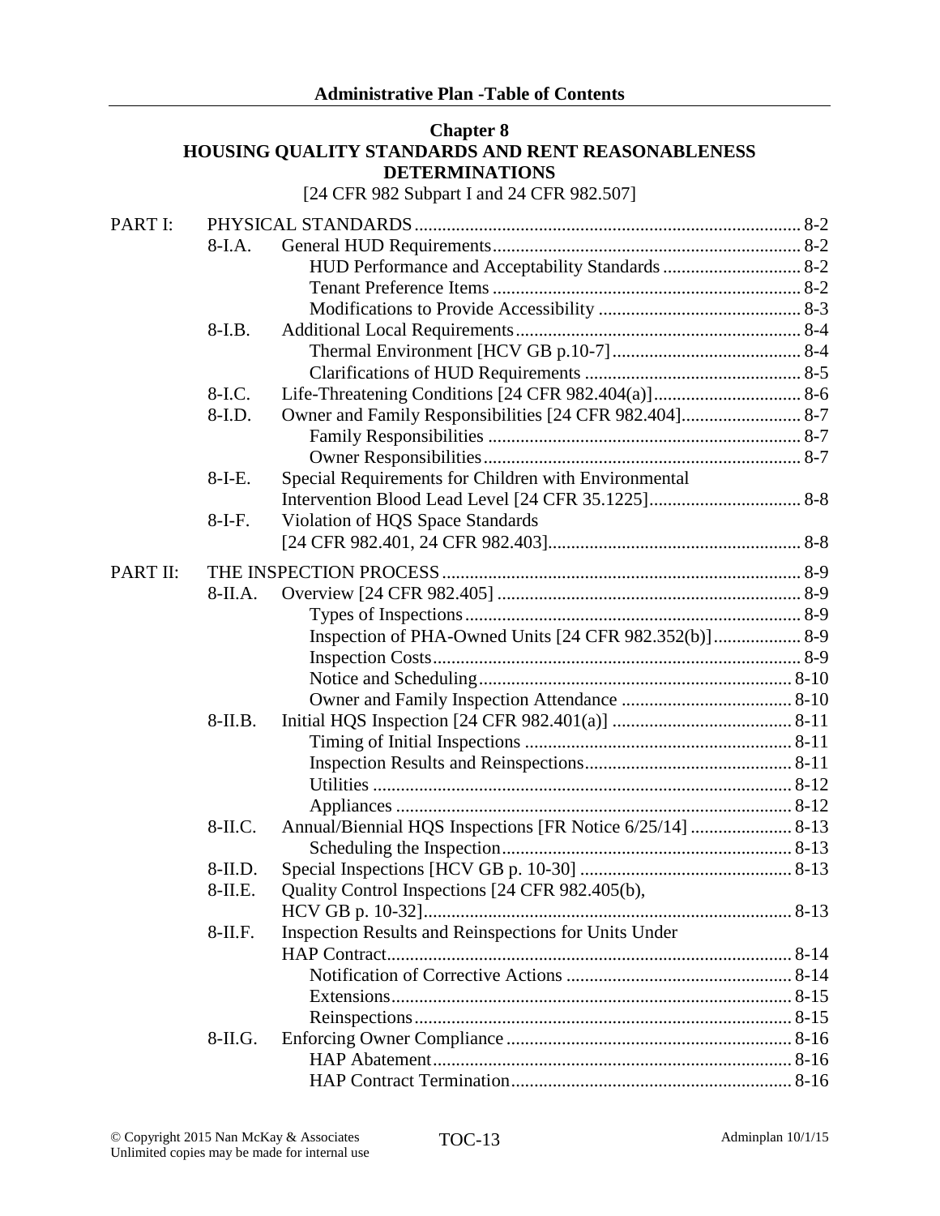## Chapter 8
## HOUSING QUALITY STANDARDS AND RENT REASONABLENESS DETERMINATIONS

[24 CFR 982 Subpart I and 24 CFR 982.507]

| | | | |
|---|---|---|---|
| PART I: | PHYSICAL STANDARDS | | 8-2 |
| | 8-I.A. | General HUD Requirements | 8-2 |
| | | HUD Performance and Acceptability Standards | 8-2 |
| | | Tenant Preference Items | 8-2 |
| | | Modifications to Provide Accessibility | 8-3 |
| | 8-I.B. | Additional Local Requirements | 8-4 |
| | | Thermal Environment [HCV GB p.10-7] | 8-4 |
| | | Clarifications of HUD Requirements | 8-5 |
| | 8-I.C. | Life-Threatening Conditions [24 CFR 982.404(a)] | 8-6 |
| | 8-I.D. | Owner and Family Responsibilities [24 CFR 982.404] | 8-7 |
| | | Family Responsibilities | 8-7 |
| | | Owner Responsibilities | 8-7 |
| | 8-I-E. | Special Requirements for Children with Environmental Intervention Blood Lead Level [24 CFR 35.1225] | 8-8 |
| | 8-I-F. | Violation of HQS Space Standards [24 CFR 982.401, 24 CFR 982.403] | 8-8 |
| PART II: | THE INSPECTION PROCESS | | 8-9 |
| | 8-II.A. | Overview [24 CFR 982.405] | 8-9 |
| | | Types of Inspections | 8-9 |
| | | Inspection of PHA-Owned Units [24 CFR 982.352(b)] | 8-9 |
| | | Inspection Costs | 8-9 |
| | | Notice and Scheduling | 8-10 |
| | | Owner and Family Inspection Attendance | 8-10 |
| | 8-II.B. | Initial HQS Inspection [24 CFR 982.401(a)] | 8-11 |
| | | Timing of Initial Inspections | 8-11 |
| | | Inspection Results and Reinspections | 8-11 |
| | | Utilities | 8-12 |
| | | Appliances | 8-12 |
| | 8-II.C. | Annual/Biennial HQS Inspections [FR Notice 6/25/14] | 8-13 |
| | | Scheduling the Inspection | 8-13 |
| | 8-II.D. | Special Inspections [HCV GB p. 10-30] | 8-13 |
| | 8-II.E. | Quality Control Inspections [24 CFR 982.405(b), HCV GB p. 10-32] | 8-13 |
| | 8-II.F. | Inspection Results and Reinspections for Units Under HAP Contract | 8-14 |
| | | Notification of Corrective Actions | 8-14 |
| | | Extensions | 8-15 |
| | | Reinspections | 8-15 |
| | 8-II.G. | Enforcing Owner Compliance | 8-16 |
| | | HAP Abatement | 8-16 |
| | | HAP Contract Termination | 8-16 |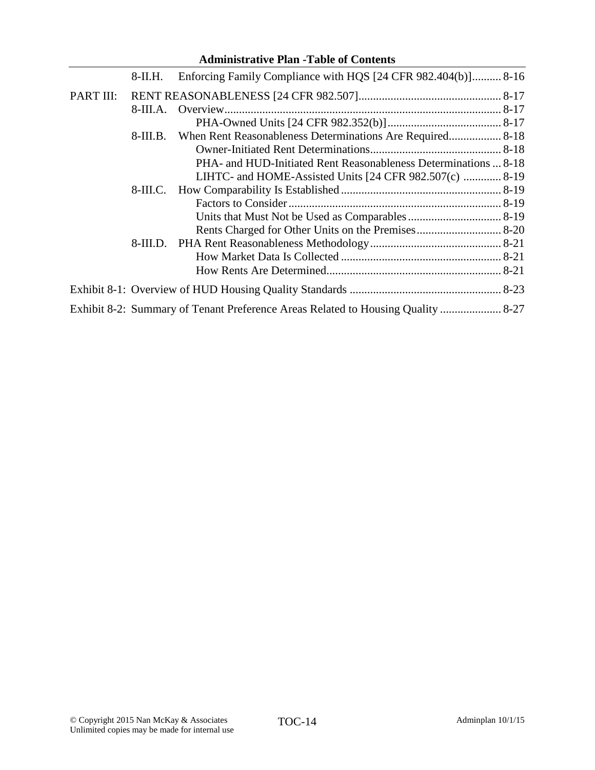8-II.H. Enforcing Family Compliance with HQS [24 CFR 982.404(b)] .......... 8-16

PART III: RENT REASONABLENESS [24 CFR 982.507] ................................................ 8-17

8-III.A. Overview .............................................................................................. 8-17

PHA-Owned Units [24 CFR 982.352(b)] ....................................... 8-17

8-III.B. When Rent Reasonableness Determinations Are Required .................. 8-18

Owner-Initiated Rent Determinations ............................................ 8-18

PHA- and HUD-Initiated Rent Reasonableness Determinations ... 8-18

LIHTC- and HOME-Assisted Units [24 CFR 982.507(c) ............. 8-19

8-III.C. How Comparability Is Established ....................................................... 8-19

Factors to Consider ......................................................................... 8-19

Units that Must Not be Used as Comparables ................................ 8-19

Rents Charged for Other Units on the Premises ............................. 8-20

8-III.D. PHA Rent Reasonableness Methodology ............................................ 8-21

How Market Data Is Collected ....................................................... 8-21

How Rents Are Determined ............................................................ 8-21

Exhibit 8-1: Overview of HUD Housing Quality Standards .................................................... 8-23

Exhibit 8-2: Summary of Tenant Preference Areas Related to Housing Quality ..................... 8-27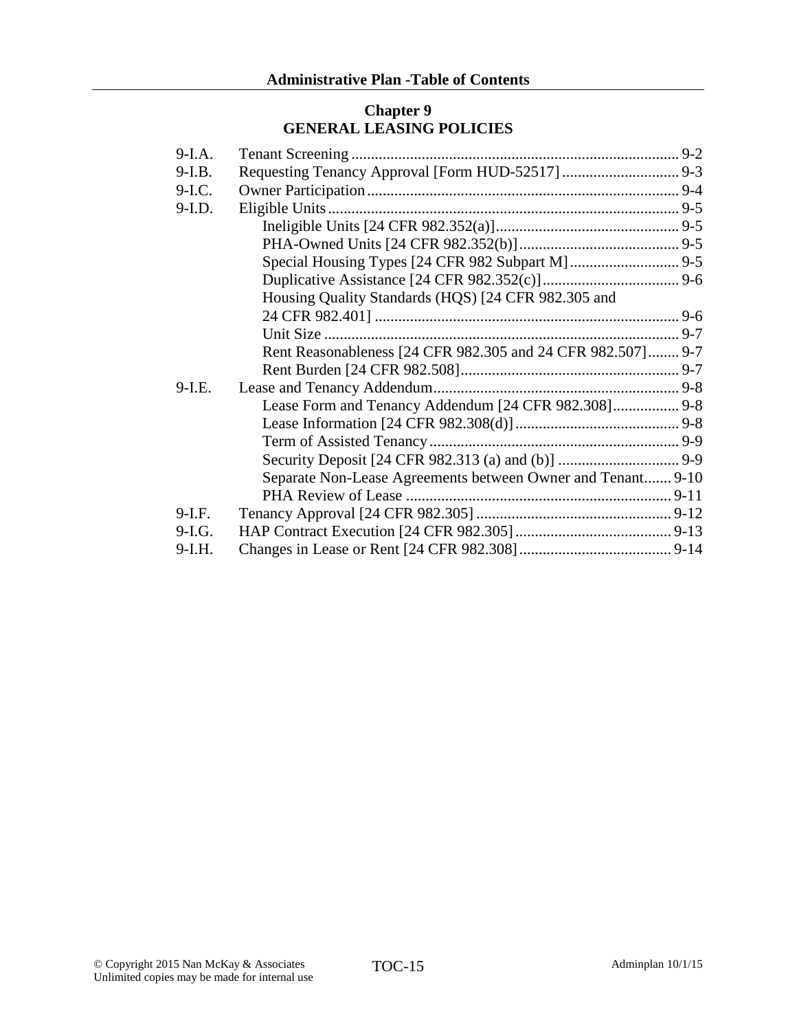## Chapter 9
## GENERAL LEASING POLICIES

| | | |
|---|---|---|
| 9-I.A. | Tenant Screening | 9-2 |
| 9-I.B. | Requesting Tenancy Approval [Form HUD-52517] | 9-3 |
| 9-I.C. | Owner Participation | 9-4 |
| 9-I.D. | Eligible Units | 9-5 |
| | Ineligible Units [24 CFR 982.352(a)] | 9-5 |
| | PHA-Owned Units [24 CFR 982.352(b)] | 9-5 |
| | Special Housing Types [24 CFR 982 Subpart M] | 9-5 |
| | Duplicative Assistance [24 CFR 982.352(c)] | 9-6 |
| | Housing Quality Standards (HQS) [24 CFR 982.305 and 24 CFR 982.401] | 9-6 |
| | Unit Size | 9-7 |
| | Rent Reasonableness [24 CFR 982.305 and 24 CFR 982.507] | 9-7 |
| | Rent Burden [24 CFR 982.508] | 9-7 |
| 9-I.E. | Lease and Tenancy Addendum | 9-8 |
| | Lease Form and Tenancy Addendum [24 CFR 982.308] | 9-8 |
| | Lease Information [24 CFR 982.308(d)] | 9-8 |
| | Term of Assisted Tenancy | 9-9 |
| | Security Deposit [24 CFR 982.313 (a) and (b)] | 9-9 |
| | Separate Non-Lease Agreements between Owner and Tenant | 9-10 |
| | PHA Review of Lease | 9-11 |
| 9-I.F. | Tenancy Approval [24 CFR 982.305] | 9-12 |
| 9-I.G. | HAP Contract Execution [24 CFR 982.305] | 9-13 |
| 9-I.H. | Changes in Lease or Rent [24 CFR 982.308] | 9-14 |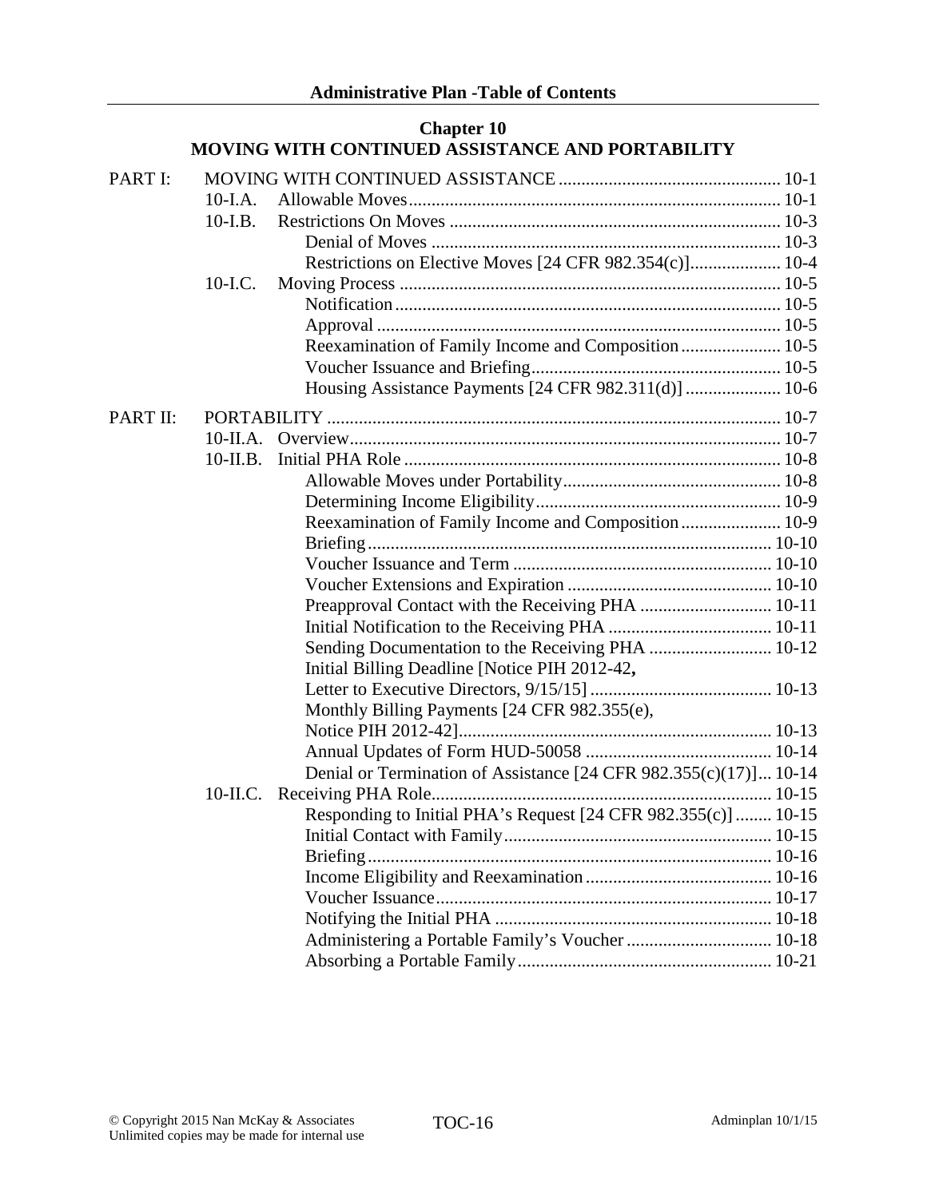**Administrative Plan -Table of Contents**

## Chapter 10
## MOVING WITH CONTINUED ASSISTANCE AND PORTABILITY

| | | | |
|---|---|---|---|
| PART I: | MOVING WITH CONTINUED ASSISTANCE | | 10-1 |
| | 10-I.A. | Allowable Moves | 10-1 |
| | 10-I.B. | Restrictions On Moves | 10-3 |
| | | Denial of Moves | 10-3 |
| | | Restrictions on Elective Moves [24 CFR 982.354(c)] | 10-4 |
| | 10-I.C. | Moving Process | 10-5 |
| | | Notification | 10-5 |
| | | Approval | 10-5 |
| | | Reexamination of Family Income and Composition | 10-5 |
| | | Voucher Issuance and Briefing | 10-5 |
| | | Housing Assistance Payments [24 CFR 982.311(d)] | 10-6 |
| PART II: | PORTABILITY | | 10-7 |
| | 10-II.A. | Overview | 10-7 |
| | 10-II.B. | Initial PHA Role | 10-8 |
| | | Allowable Moves under Portability | 10-8 |
| | | Determining Income Eligibility | 10-9 |
| | | Reexamination of Family Income and Composition | 10-9 |
| | | Briefing | 10-10 |
| | | Voucher Issuance and Term | 10-10 |
| | | Voucher Extensions and Expiration | 10-10 |
| | | Preapproval Contact with the Receiving PHA | 10-11 |
| | | Initial Notification to the Receiving PHA | 10-11 |
| | | Sending Documentation to the Receiving PHA | 10-12 |
| | | Initial Billing Deadline [Notice PIH 2012-42, Letter to Executive Directors, 9/15/15] | 10-13 |
| | | Monthly Billing Payments [24 CFR 982.355(e), Notice PIH 2012-42] | 10-13 |
| | | Annual Updates of Form HUD-50058 | 10-14 |
| | | Denial or Termination of Assistance [24 CFR 982.355(c)(17)] | 10-14 |
| | 10-II.C. | Receiving PHA Role | 10-15 |
| | | Responding to Initial PHA's Request [24 CFR 982.355(c)] | 10-15 |
| | | Initial Contact with Family | 10-15 |
| | | Briefing | 10-16 |
| | | Income Eligibility and Reexamination | 10-16 |
| | | Voucher Issuance | 10-17 |
| | | Notifying the Initial PHA | 10-18 |
| | | Administering a Portable Family's Voucher | 10-18 |
| | | Absorbing a Portable Family | 10-21 |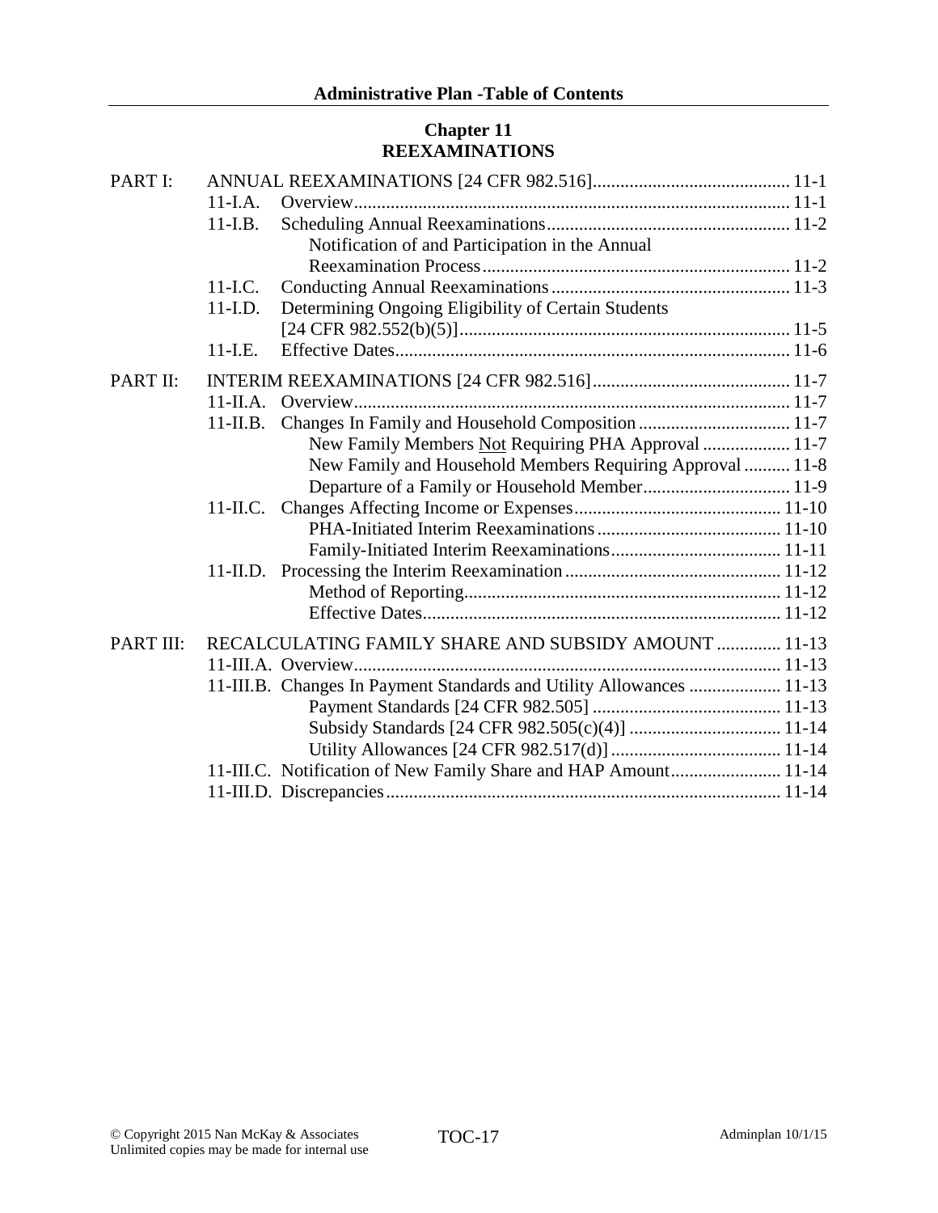## Chapter 11
## REEXAMINATIONS

PART I: ANNUAL REEXAMINATIONS [24 CFR 982.516] ........ 11-1

- 11-I.A. Overview ........ 11-1
- 11-I.B. Scheduling Annual Reexaminations ........ 11-2
  - Notification of and Participation in the Annual Reexamination Process ........ 11-2
- 11-I.C. Conducting Annual Reexaminations ........ 11-3
- 11-I.D. Determining Ongoing Eligibility of Certain Students [24 CFR 982.552(b)(5)] ........ 11-5
- 11-I.E. Effective Dates ........ 11-6

PART II: INTERIM REEXAMINATIONS [24 CFR 982.516] ........ 11-7

- 11-II.A. Overview ........ 11-7
- 11-II.B. Changes In Family and Household Composition ........ 11-7
  - New Family Members Not Requiring PHA Approval ........ 11-7
  - New Family and Household Members Requiring Approval ........ 11-8
  - Departure of a Family or Household Member ........ 11-9
- 11-II.C. Changes Affecting Income or Expenses ........ 11-10
  - PHA-Initiated Interim Reexaminations ........ 11-10
  - Family-Initiated Interim Reexaminations ........ 11-11
- 11-II.D. Processing the Interim Reexamination ........ 11-12
  - Method of Reporting ........ 11-12
  - Effective Dates ........ 11-12

PART III: RECALCULATING FAMILY SHARE AND SUBSIDY AMOUNT ........ 11-13

- 11-III.A. Overview ........ 11-13
- 11-III.B. Changes In Payment Standards and Utility Allowances ........ 11-13
  - Payment Standards [24 CFR 982.505] ........ 11-13
  - Subsidy Standards [24 CFR 982.505(c)(4)] ........ 11-14
  - Utility Allowances [24 CFR 982.517(d)] ........ 11-14
- 11-III.C. Notification of New Family Share and HAP Amount ........ 11-14
- 11-III.D. Discrepancies ........ 11-14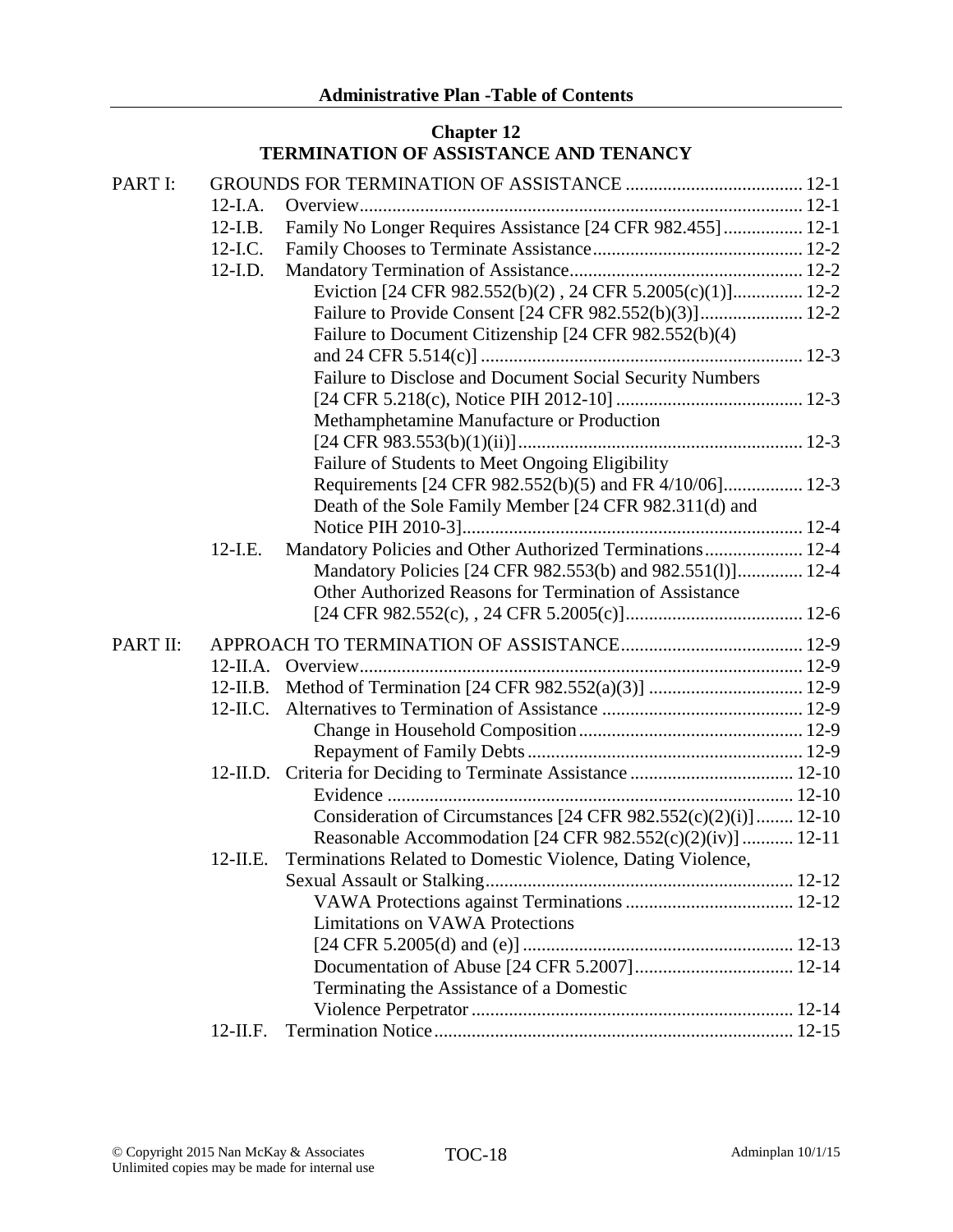## Chapter 12
## TERMINATION OF ASSISTANCE AND TENANCY

PART I: GROUNDS FOR TERMINATION OF ASSISTANCE ...................................... 12-1

- 12-I.A. Overview.............................................................................................. 12-1
- 12-I.B. Family No Longer Requires Assistance [24 CFR 982.455]................. 12-1
- 12-I.C. Family Chooses to Terminate Assistance............................................ 12-2
- 12-I.D. Mandatory Termination of Assistance.................................................. 12-2
  - Eviction [24 CFR 982.552(b)(2) , 24 CFR 5.2005(c)(1)]............... 12-2
  - Failure to Provide Consent [24 CFR 982.552(b)(3)]...................... 12-2
  - Failure to Document Citizenship [24 CFR 982.552(b)(4) and 24 CFR 5.514(c)] .................................................................... 12-3
  - Failure to Disclose and Document Social Security Numbers [24 CFR 5.218(c), Notice PIH 2012-10] ........................................ 12-3
  - Methamphetamine Manufacture or Production [24 CFR 983.553(b)(1)(ii)]............................................................ 12-3
  - Failure of Students to Meet Ongoing Eligibility Requirements [24 CFR 982.552(b)(5) and FR 4/10/06]................. 12-3
  - Death of the Sole Family Member [24 CFR 982.311(d) and Notice PIH 2010-3]......................................................................... 12-4
- 12-I.E. Mandatory Policies and Other Authorized Terminations..................... 12-4
  - Mandatory Policies [24 CFR 982.553(b) and 982.551(l)]............. 12-4
  - Other Authorized Reasons for Termination of Assistance [24 CFR 982.552(c), , 24 CFR 5.2005(c)]...................................... 12-6

PART II: APPROACH TO TERMINATION OF ASSISTANCE....................................... 12-9

- 12-II.A. Overview.............................................................................................. 12-9
- 12-II.B. Method of Termination [24 CFR 982.552(a)(3)] ................................. 12-9
- 12-II.C. Alternatives to Termination of Assistance ........................................... 12-9
  - Change in Household Composition................................................ 12-9
  - Repayment of Family Debts........................................................... 12-9
- 12-II.D. Criteria for Deciding to Terminate Assistance ................................... 12-10
  - Evidence ...................................................................................... 12-10
  - Consideration of Circumstances [24 CFR 982.552(c)(2)(i)]........ 12-10
  - Reasonable Accommodation [24 CFR 982.552(c)(2)(iv)] ........... 12-11
- 12-II.E. Terminations Related to Domestic Violence, Dating Violence, Sexual Assault or Stalking.................................................................. 12-12
  - VAWA Protections against Terminations .................................... 12-12
  - Limitations on VAWA Protections [24 CFR 5.2005(d) and (e)] .......................................................... 12-13
  - Documentation of Abuse [24 CFR 5.2007].................................. 12-14
  - Terminating the Assistance of a Domestic Violence Perpetrator ..................................................................... 12-14
- 12-II.F. Termination Notice............................................................................. 12-15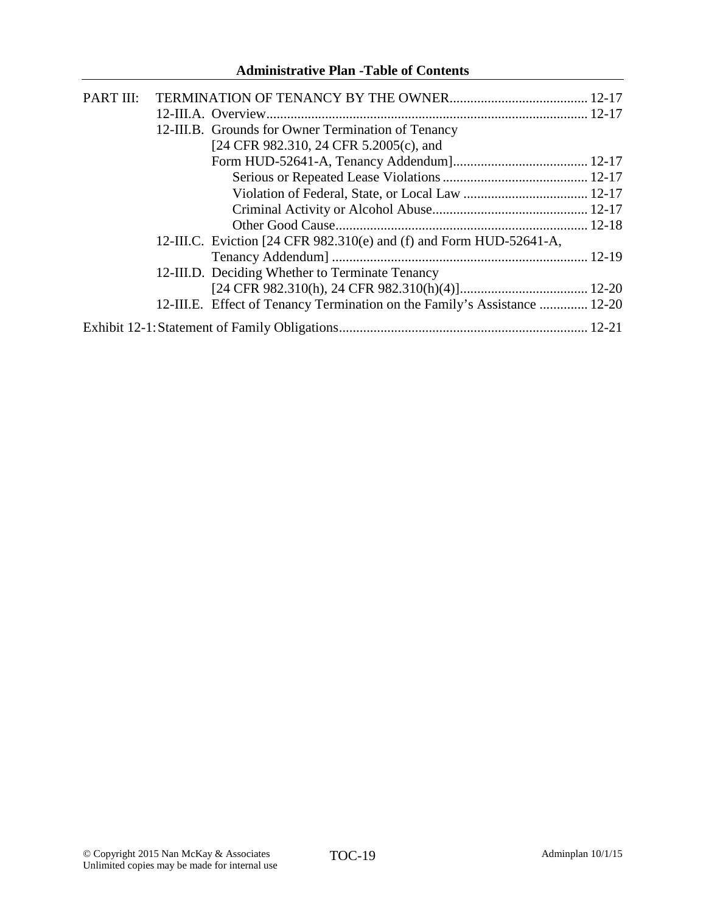| | | |
|---|---|---|
| PART III: | TERMINATION OF TENANCY BY THE OWNER | 12-17 |
| | 12-III.A. Overview | 12-17 |
| | 12-III.B. Grounds for Owner Termination of Tenancy [24 CFR 982.310, 24 CFR 5.2005(c), and Form HUD-52641-A, Tenancy Addendum] | 12-17 |
| | Serious or Repeated Lease Violations | 12-17 |
| | Violation of Federal, State, or Local Law | 12-17 |
| | Criminal Activity or Alcohol Abuse | 12-17 |
| | Other Good Cause | 12-18 |
| | 12-III.C. Eviction [24 CFR 982.310(e) and (f) and Form HUD-52641-A, Tenancy Addendum] | 12-19 |
| | 12-III.D. Deciding Whether to Terminate Tenancy [24 CFR 982.310(h), 24 CFR 982.310(h)(4)] | 12-20 |
| | 12-III.E. Effect of Tenancy Termination on the Family's Assistance | 12-20 |
| Exhibit 12-1: | Statement of Family Obligations | 12-21 |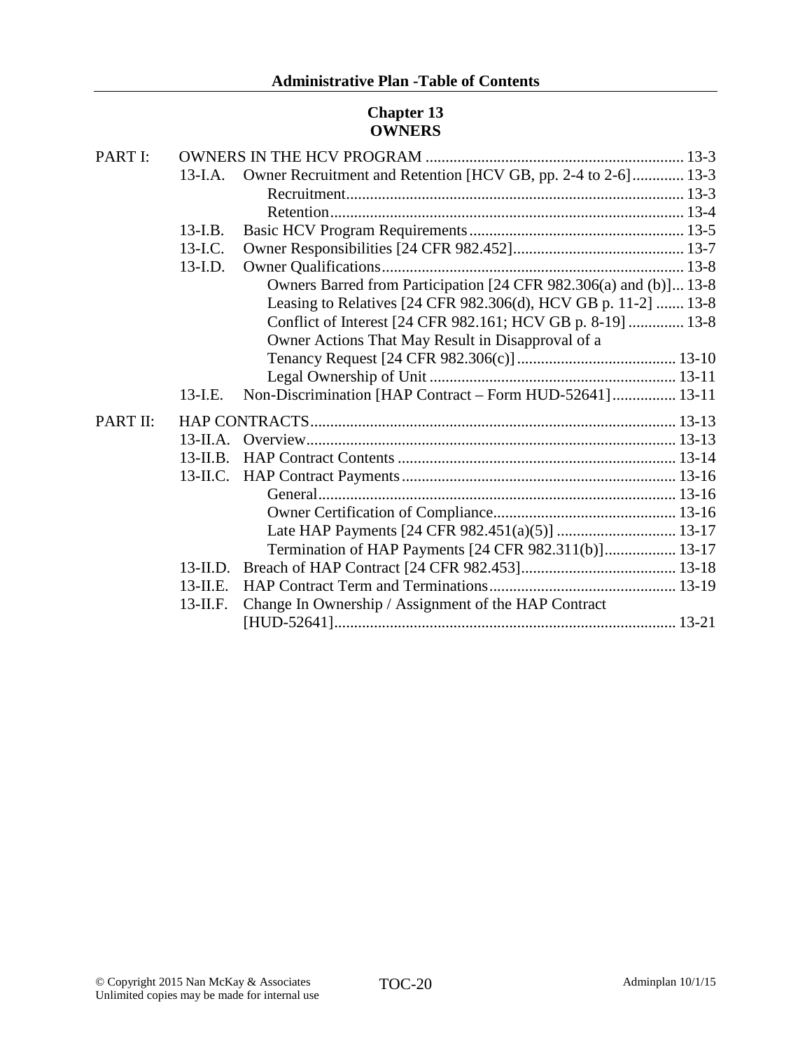## Chapter 13
## OWNERS

| | | | |
|---|---|---|---|
| PART I: | OWNERS IN THE HCV PROGRAM | | 13-3 |
| | 13-I.A. | Owner Recruitment and Retention [HCV GB, pp. 2-4 to 2-6] | 13-3 |
| | | Recruitment | 13-3 |
| | | Retention | 13-4 |
| | 13-I.B. | Basic HCV Program Requirements | 13-5 |
| | 13-I.C. | Owner Responsibilities [24 CFR 982.452] | 13-7 |
| | 13-I.D. | Owner Qualifications | 13-8 |
| | | Owners Barred from Participation [24 CFR 982.306(a) and (b)] | 13-8 |
| | | Leasing to Relatives [24 CFR 982.306(d), HCV GB p. 11-2] | 13-8 |
| | | Conflict of Interest [24 CFR 982.161; HCV GB p. 8-19] | 13-8 |
| | | Owner Actions That May Result in Disapproval of a Tenancy Request [24 CFR 982.306(c)] | 13-10 |
| | | Legal Ownership of Unit | 13-11 |
| | 13-I.E. | Non-Discrimination [HAP Contract – Form HUD-52641] | 13-11 |
| PART II: | HAP CONTRACTS | | 13-13 |
| | 13-II.A. | Overview | 13-13 |
| | 13-II.B. | HAP Contract Contents | 13-14 |
| | 13-II.C. | HAP Contract Payments | 13-16 |
| | | General | 13-16 |
| | | Owner Certification of Compliance | 13-16 |
| | | Late HAP Payments [24 CFR 982.451(a)(5)] | 13-17 |
| | | Termination of HAP Payments [24 CFR 982.311(b)] | 13-17 |
| | 13-II.D. | Breach of HAP Contract [24 CFR 982.453] | 13-18 |
| | 13-II.E. | HAP Contract Term and Terminations | 13-19 |
| | 13-II.F. | Change In Ownership / Assignment of the HAP Contract [HUD-52641] | 13-21 |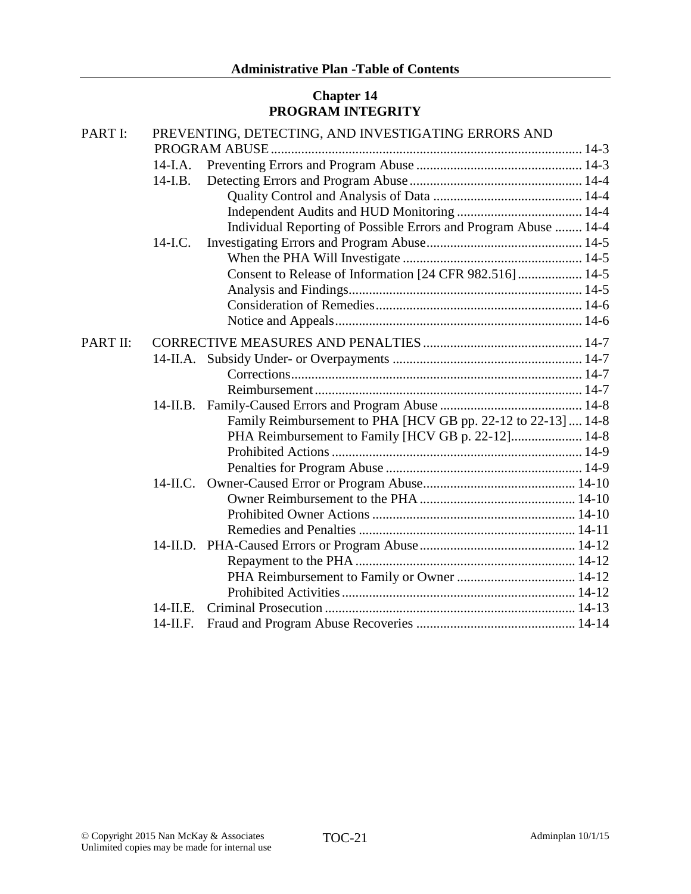**Administrative Plan -Table of Contents**

## Chapter 14
## PROGRAM INTEGRITY

PART I: PREVENTING, DETECTING, AND INVESTIGATING ERRORS AND PROGRAM ABUSE ........ 14-3

- 14-I.A. Preventing Errors and Program Abuse ........ 14-3
- 14-I.B. Detecting Errors and Program Abuse ........ 14-4
  - Quality Control and Analysis of Data ........ 14-4
  - Independent Audits and HUD Monitoring ........ 14-4
  - Individual Reporting of Possible Errors and Program Abuse ........ 14-4
- 14-I.C. Investigating Errors and Program Abuse ........ 14-5
  - When the PHA Will Investigate ........ 14-5
  - Consent to Release of Information [24 CFR 982.516] ........ 14-5
  - Analysis and Findings ........ 14-5
  - Consideration of Remedies ........ 14-6
  - Notice and Appeals ........ 14-6

PART II: CORRECTIVE MEASURES AND PENALTIES ........ 14-7

- 14-II.A. Subsidy Under- or Overpayments ........ 14-7
  - Corrections ........ 14-7
  - Reimbursement ........ 14-7
- 14-II.B. Family-Caused Errors and Program Abuse ........ 14-8
  - Family Reimbursement to PHA [HCV GB pp. 22-12 to 22-13] ........ 14-8
  - PHA Reimbursement to Family [HCV GB p. 22-12] ........ 14-8
  - Prohibited Actions ........ 14-9
  - Penalties for Program Abuse ........ 14-9
- 14-II.C. Owner-Caused Error or Program Abuse ........ 14-10
  - Owner Reimbursement to the PHA ........ 14-10
  - Prohibited Owner Actions ........ 14-10
  - Remedies and Penalties ........ 14-11
- 14-II.D. PHA-Caused Errors or Program Abuse ........ 14-12
  - Repayment to the PHA ........ 14-12
  - PHA Reimbursement to Family or Owner ........ 14-12
  - Prohibited Activities ........ 14-12
- 14-II.E. Criminal Prosecution ........ 14-13
- 14-II.F. Fraud and Program Abuse Recoveries ........ 14-14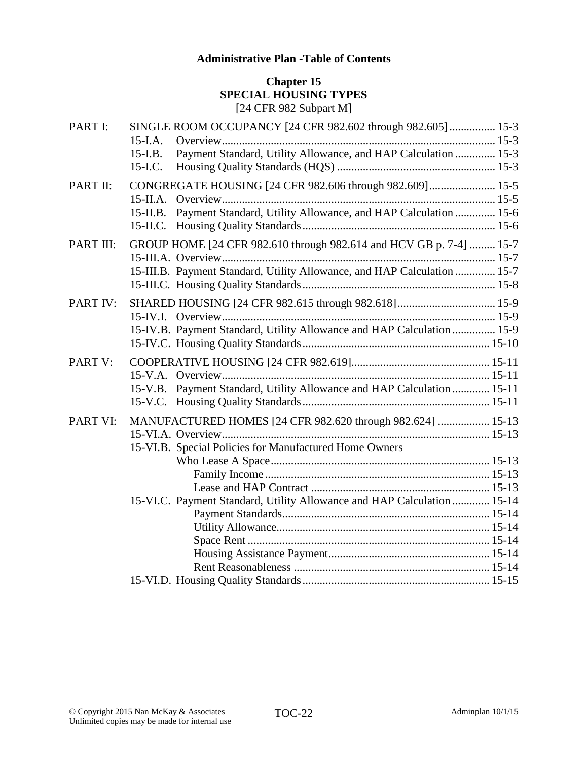## Chapter 15
## SPECIAL HOUSING TYPES
[24 CFR 982 Subpart M]

| | | |
|---|---|---|
| PART I: | SINGLE ROOM OCCUPANCY [24 CFR 982.602 through 982.605] | 15-3 |
| | 15-I.A. Overview | 15-3 |
| | 15-I.B. Payment Standard, Utility Allowance, and HAP Calculation | 15-3 |
| | 15-I.C. Housing Quality Standards (HQS) | 15-3 |
| PART II: | CONGREGATE HOUSING [24 CFR 982.606 through 982.609] | 15-5 |
| | 15-II.A. Overview | 15-5 |
| | 15-II.B. Payment Standard, Utility Allowance, and HAP Calculation | 15-6 |
| | 15-II.C. Housing Quality Standards | 15-6 |
| PART III: | GROUP HOME [24 CFR 982.610 through 982.614 and HCV GB p. 7-4] | 15-7 |
| | 15-III.A. Overview | 15-7 |
| | 15-III.B. Payment Standard, Utility Allowance, and HAP Calculation | 15-7 |
| | 15-III.C. Housing Quality Standards | 15-8 |
| PART IV: | SHARED HOUSING [24 CFR 982.615 through 982.618] | 15-9 |
| | 15-IV.I. Overview | 15-9 |
| | 15-IV.B. Payment Standard, Utility Allowance and HAP Calculation | 15-9 |
| | 15-IV.C. Housing Quality Standards | 15-10 |
| PART V: | COOPERATIVE HOUSING [24 CFR 982.619] | 15-11 |
| | 15-V.A. Overview | 15-11 |
| | 15-V.B. Payment Standard, Utility Allowance and HAP Calculation | 15-11 |
| | 15-V.C. Housing Quality Standards | 15-11 |
| PART VI: | MANUFACTURED HOMES [24 CFR 982.620 through 982.624] | 15-13 |
| | 15-VI.A. Overview | 15-13 |
| | 15-VI.B. Special Policies for Manufactured Home Owners Who Lease A Space | 15-13 |
| | Family Income | 15-13 |
| | Lease and HAP Contract | 15-13 |
| | 15-VI.C. Payment Standard, Utility Allowance and HAP Calculation | 15-14 |
| | Payment Standards | 15-14 |
| | Utility Allowance | 15-14 |
| | Space Rent | 15-14 |
| | Housing Assistance Payment | 15-14 |
| | Rent Reasonableness | 15-14 |
| | 15-VI.D. Housing Quality Standards | 15-15 |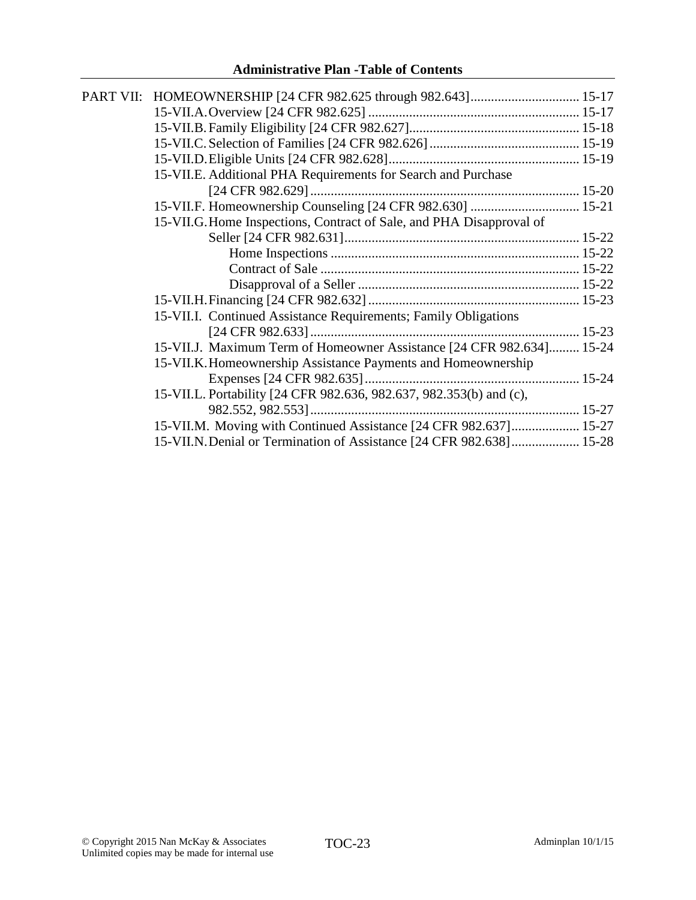**Administrative Plan -Table of Contents**

PART VII: HOMEOWNERSHIP [24 CFR 982.625 through 982.643] ................................ 15-17

15-VII.A. Overview [24 CFR 982.625] ............................................................. 15-17

15-VII.B. Family Eligibility [24 CFR 982.627]................................................. 15-18

15-VII.C. Selection of Families [24 CFR 982.626] ........................................... 15-19

15-VII.D. Eligible Units [24 CFR 982.628]....................................................... 15-19

15-VII.E. Additional PHA Requirements for Search and Purchase [24 CFR 982.629] .............................................................................. 15-20

15-VII.F. Homeownership Counseling [24 CFR 982.630] ................................ 15-21

15-VII.G. Home Inspections, Contract of Sale, and PHA Disapproval of Seller [24 CFR 982.631].................................................................... 15-22

Home Inspections ........................................................................ 15-22

Contract of Sale ........................................................................... 15-22

Disapproval of a Seller ................................................................ 15-22

15-VII.H. Financing [24 CFR 982.632] ............................................................. 15-23

15-VII.I. Continued Assistance Requirements; Family Obligations [24 CFR 982.633] .............................................................................. 15-23

15-VII.J. Maximum Term of Homeowner Assistance [24 CFR 982.634]......... 15-24

15-VII.K. Homeownership Assistance Payments and Homeownership Expenses [24 CFR 982.635] .............................................................. 15-24

15-VII.L. Portability [24 CFR 982.636, 982.637, 982.353(b) and (c), 982.552, 982.553] .............................................................................. 15-27

15-VII.M. Moving with Continued Assistance [24 CFR 982.637].................... 15-27

15-VII.N. Denial or Termination of Assistance [24 CFR 982.638].................... 15-28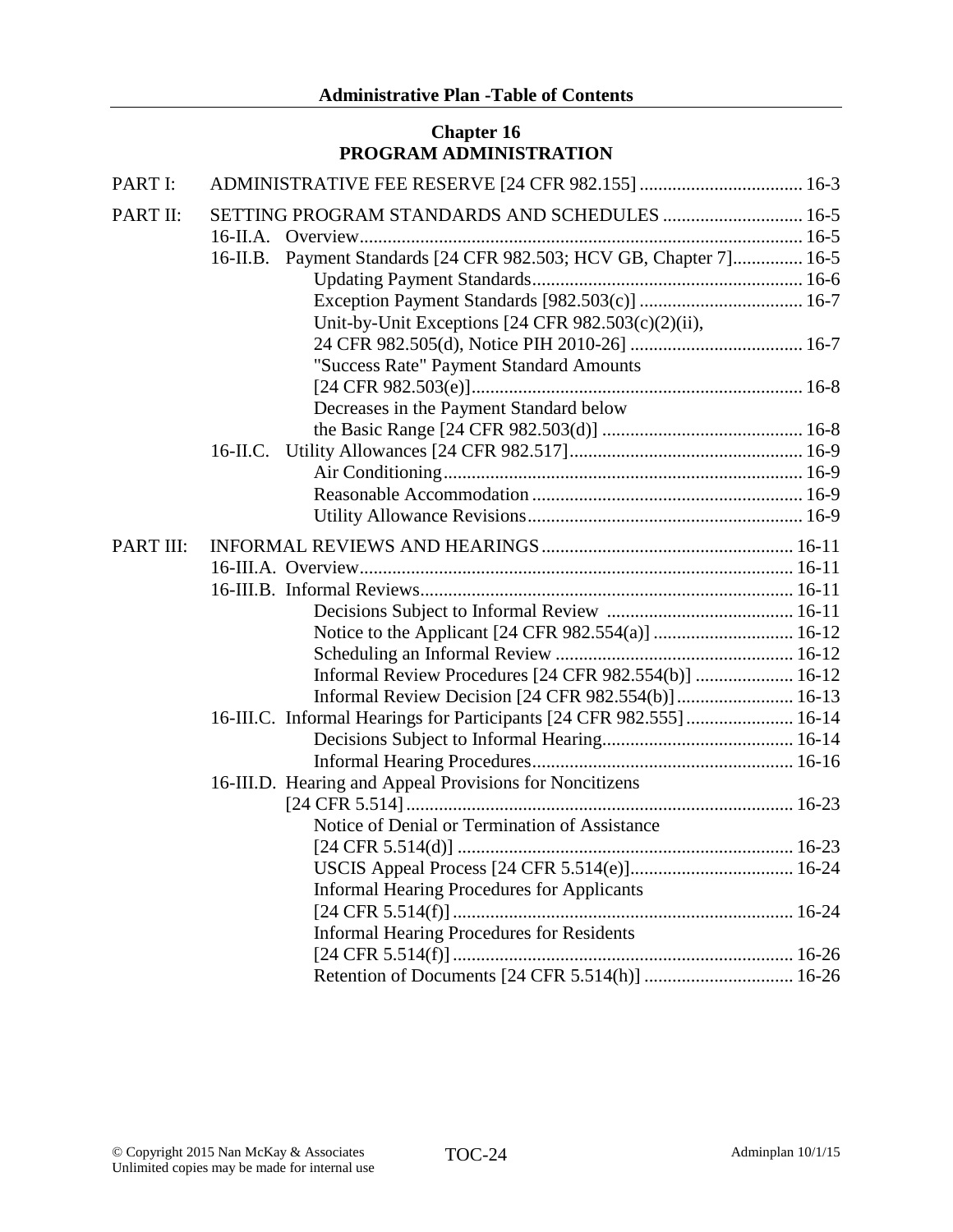**Administrative Plan -Table of Contents**

## Chapter 16
## PROGRAM ADMINISTRATION

PART I: ADMINISTRATIVE FEE RESERVE [24 CFR 982.155] ... 16-3

PART II: SETTING PROGRAM STANDARDS AND SCHEDULES ... 16-5

- 16-II.A. Overview ... 16-5
- 16-II.B. Payment Standards [24 CFR 982.503; HCV GB, Chapter 7] ... 16-5
  - Updating Payment Standards ... 16-6
  - Exception Payment Standards [982.503(c)] ... 16-7
  - Unit-by-Unit Exceptions [24 CFR 982.503(c)(2)(ii), 24 CFR 982.505(d), Notice PIH 2010-26] ... 16-7
  - "Success Rate" Payment Standard Amounts [24 CFR 982.503(e)] ... 16-8
  - Decreases in the Payment Standard below the Basic Range [24 CFR 982.503(d)] ... 16-8
- 16-II.C. Utility Allowances [24 CFR 982.517] ... 16-9
  - Air Conditioning ... 16-9
  - Reasonable Accommodation ... 16-9
  - Utility Allowance Revisions ... 16-9

PART III: INFORMAL REVIEWS AND HEARINGS ... 16-11

- 16-III.A. Overview ... 16-11
- 16-III.B. Informal Reviews ... 16-11
  - Decisions Subject to Informal Review ... 16-11
  - Notice to the Applicant [24 CFR 982.554(a)] ... 16-12
  - Scheduling an Informal Review ... 16-12
  - Informal Review Procedures [24 CFR 982.554(b)] ... 16-12
  - Informal Review Decision [24 CFR 982.554(b)] ... 16-13
- 16-III.C. Informal Hearings for Participants [24 CFR 982.555] ... 16-14
  - Decisions Subject to Informal Hearing ... 16-14
  - Informal Hearing Procedures ... 16-16
- 16-III.D. Hearing and Appeal Provisions for Noncitizens [24 CFR 5.514] ... 16-23
  - Notice of Denial or Termination of Assistance [24 CFR 5.514(d)] ... 16-23
  - USCIS Appeal Process [24 CFR 5.514(e)] ... 16-24
  - Informal Hearing Procedures for Applicants [24 CFR 5.514(f)] ... 16-24
  - Informal Hearing Procedures for Residents [24 CFR 5.514(f)] ... 16-26
  - Retention of Documents [24 CFR 5.514(h)] ... 16-26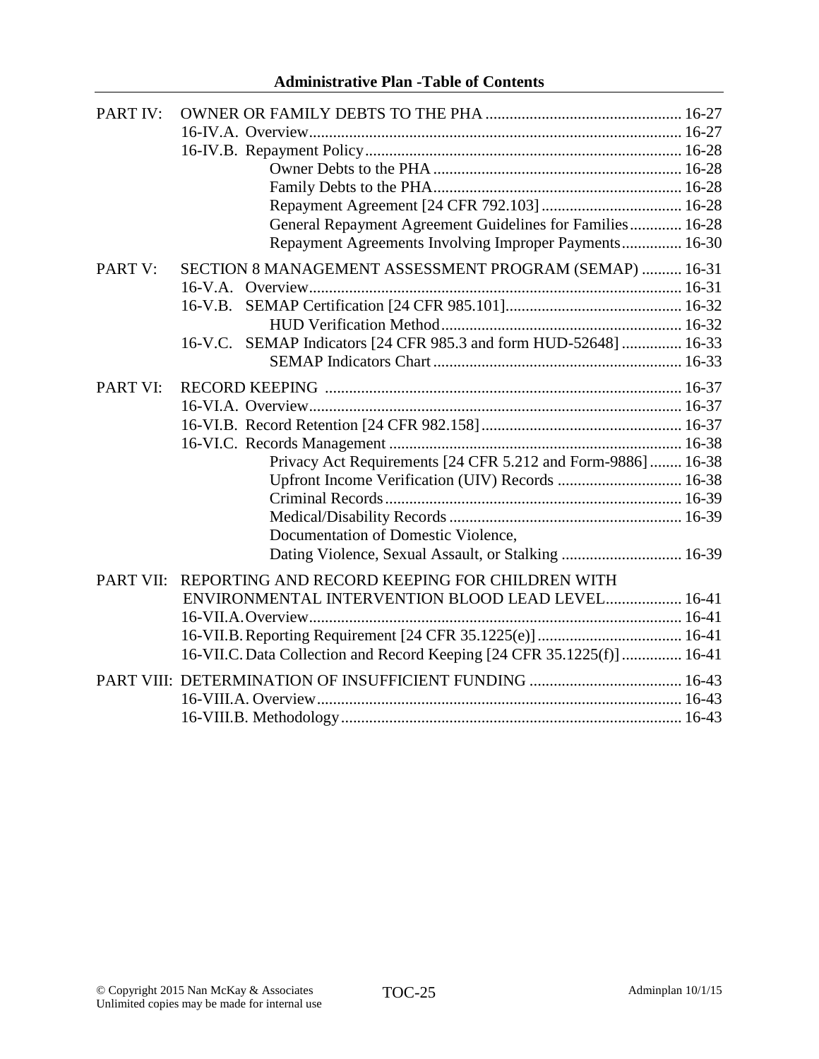**Administrative Plan -Table of Contents**

PART IV: OWNER OR FAMILY DEBTS TO THE PHA ................................................ 16-27
- 16-IV.A. Overview ................................................ 16-27
- 16-IV.B. Repayment Policy ................................................ 16-28
  - Owner Debts to the PHA ................................................ 16-28
  - Family Debts to the PHA ................................................ 16-28
  - Repayment Agreement [24 CFR 792.103] ................................................ 16-28
  - General Repayment Agreement Guidelines for Families ................................................ 16-28
  - Repayment Agreements Involving Improper Payments ................................................ 16-30

PART V: SECTION 8 MANAGEMENT ASSESSMENT PROGRAM (SEMAP) .......... 16-31
- 16-V.A. Overview ................................................ 16-31
- 16-V.B. SEMAP Certification [24 CFR 985.101] ................................................ 16-32
  - HUD Verification Method ................................................ 16-32
- 16-V.C. SEMAP Indicators [24 CFR 985.3 and form HUD-52648] ............... 16-33
  - SEMAP Indicators Chart ................................................ 16-33

PART VI: RECORD KEEPING ................................................ 16-37
- 16-VI.A. Overview ................................................ 16-37
- 16-VI.B. Record Retention [24 CFR 982.158] ................................................ 16-37
- 16-VI.C. Records Management ................................................ 16-38
  - Privacy Act Requirements [24 CFR 5.212 and Form-9886] ........ 16-38
  - Upfront Income Verification (UIV) Records ............................... 16-38
  - Criminal Records ................................................ 16-39
  - Medical/Disability Records ................................................ 16-39
  - Documentation of Domestic Violence, Dating Violence, Sexual Assault, or Stalking .............................. 16-39

PART VII: REPORTING AND RECORD KEEPING FOR CHILDREN WITH ENVIRONMENTAL INTERVENTION BLOOD LEAD LEVEL................... 16-41
- 16-VII.A. Overview ................................................ 16-41
- 16-VII.B. Reporting Requirement [24 CFR 35.1225(e)] ................................................ 16-41
- 16-VII.C. Data Collection and Record Keeping [24 CFR 35.1225(f)] ............... 16-41

PART VIII: DETERMINATION OF INSUFFICIENT FUNDING ...................................... 16-43
- 16-VIII.A. Overview ................................................ 16-43
- 16-VIII.B. Methodology ................................................ 16-43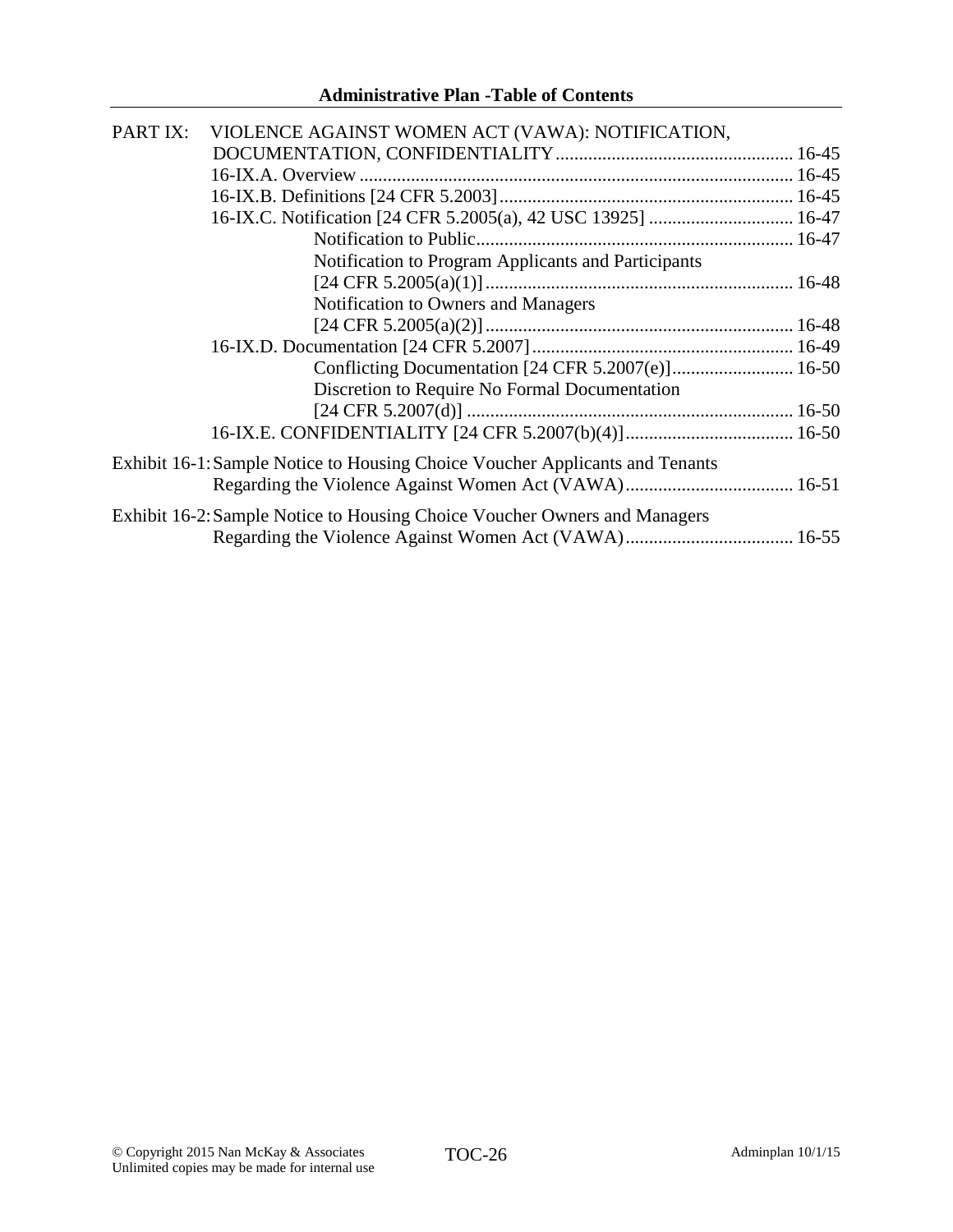**Administrative Plan -Table of Contents**

PART IX: VIOLENCE AGAINST WOMEN ACT (VAWA): NOTIFICATION, DOCUMENTATION, CONFIDENTIALITY ........ 16-45

- 16-IX.A. Overview ........ 16-45
- 16-IX.B. Definitions [24 CFR 5.2003] ........ 16-45
- 16-IX.C. Notification [24 CFR 5.2005(a), 42 USC 13925] ........ 16-47
  - Notification to Public ........ 16-47
  - Notification to Program Applicants and Participants [24 CFR 5.2005(a)(1)] ........ 16-48
  - Notification to Owners and Managers [24 CFR 5.2005(a)(2)] ........ 16-48
- 16-IX.D. Documentation [24 CFR 5.2007] ........ 16-49
  - Conflicting Documentation [24 CFR 5.2007(e)] ........ 16-50
  - Discretion to Require No Formal Documentation [24 CFR 5.2007(d)] ........ 16-50
- 16-IX.E. CONFIDENTIALITY [24 CFR 5.2007(b)(4)] ........ 16-50

Exhibit 16-1: Sample Notice to Housing Choice Voucher Applicants and Tenants Regarding the Violence Against Women Act (VAWA) ........ 16-51

Exhibit 16-2: Sample Notice to Housing Choice Voucher Owners and Managers Regarding the Violence Against Women Act (VAWA) ........ 16-55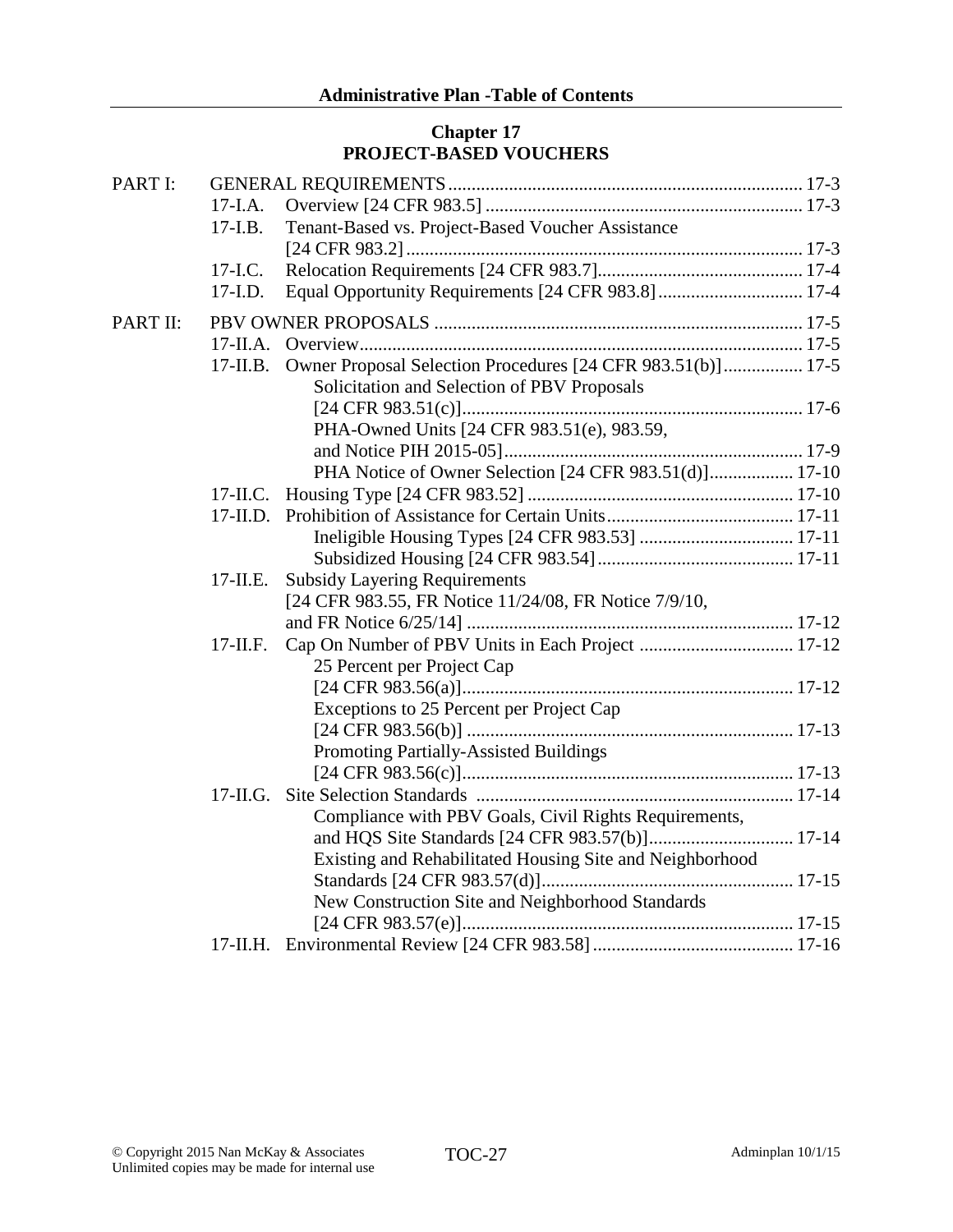## Chapter 17
## PROJECT-BASED VOUCHERS

| | | | |
|---|---|---|---|
| PART I: | GENERAL REQUIREMENTS | | 17-3 |
| | 17-I.A. | Overview [24 CFR 983.5] | 17-3 |
| | 17-I.B. | Tenant-Based vs. Project-Based Voucher Assistance [24 CFR 983.2] | 17-3 |
| | 17-I.C. | Relocation Requirements [24 CFR 983.7] | 17-4 |
| | 17-I.D. | Equal Opportunity Requirements [24 CFR 983.8] | 17-4 |
| PART II: | PBV OWNER PROPOSALS | | 17-5 |
| | 17-II.A. | Overview | 17-5 |
| | 17-II.B. | Owner Proposal Selection Procedures [24 CFR 983.51(b)] | 17-5 |
| | | Solicitation and Selection of PBV Proposals [24 CFR 983.51(c)] | 17-6 |
| | | PHA-Owned Units [24 CFR 983.51(e), 983.59, and Notice PIH 2015-05] | 17-9 |
| | | PHA Notice of Owner Selection [24 CFR 983.51(d)] | 17-10 |
| | 17-II.C. | Housing Type [24 CFR 983.52] | 17-10 |
| | 17-II.D. | Prohibition of Assistance for Certain Units | 17-11 |
| | | Ineligible Housing Types [24 CFR 983.53] | 17-11 |
| | | Subsidized Housing [24 CFR 983.54] | 17-11 |
| | 17-II.E. | Subsidy Layering Requirements [24 CFR 983.55, FR Notice 11/24/08, FR Notice 7/9/10, and FR Notice 6/25/14] | 17-12 |
| | 17-II.F. | Cap On Number of PBV Units in Each Project | 17-12 |
| | | 25 Percent per Project Cap [24 CFR 983.56(a)] | 17-12 |
| | | Exceptions to 25 Percent per Project Cap [24 CFR 983.56(b)] | 17-13 |
| | | Promoting Partially-Assisted Buildings [24 CFR 983.56(c)] | 17-13 |
| | 17-II.G. | Site Selection Standards | 17-14 |
| | | Compliance with PBV Goals, Civil Rights Requirements, and HQS Site Standards [24 CFR 983.57(b)] | 17-14 |
| | | Existing and Rehabilitated Housing Site and Neighborhood Standards [24 CFR 983.57(d)] | 17-15 |
| | | New Construction Site and Neighborhood Standards [24 CFR 983.57(e)] | 17-15 |
| | 17-II.H. | Environmental Review [24 CFR 983.58] | 17-16 |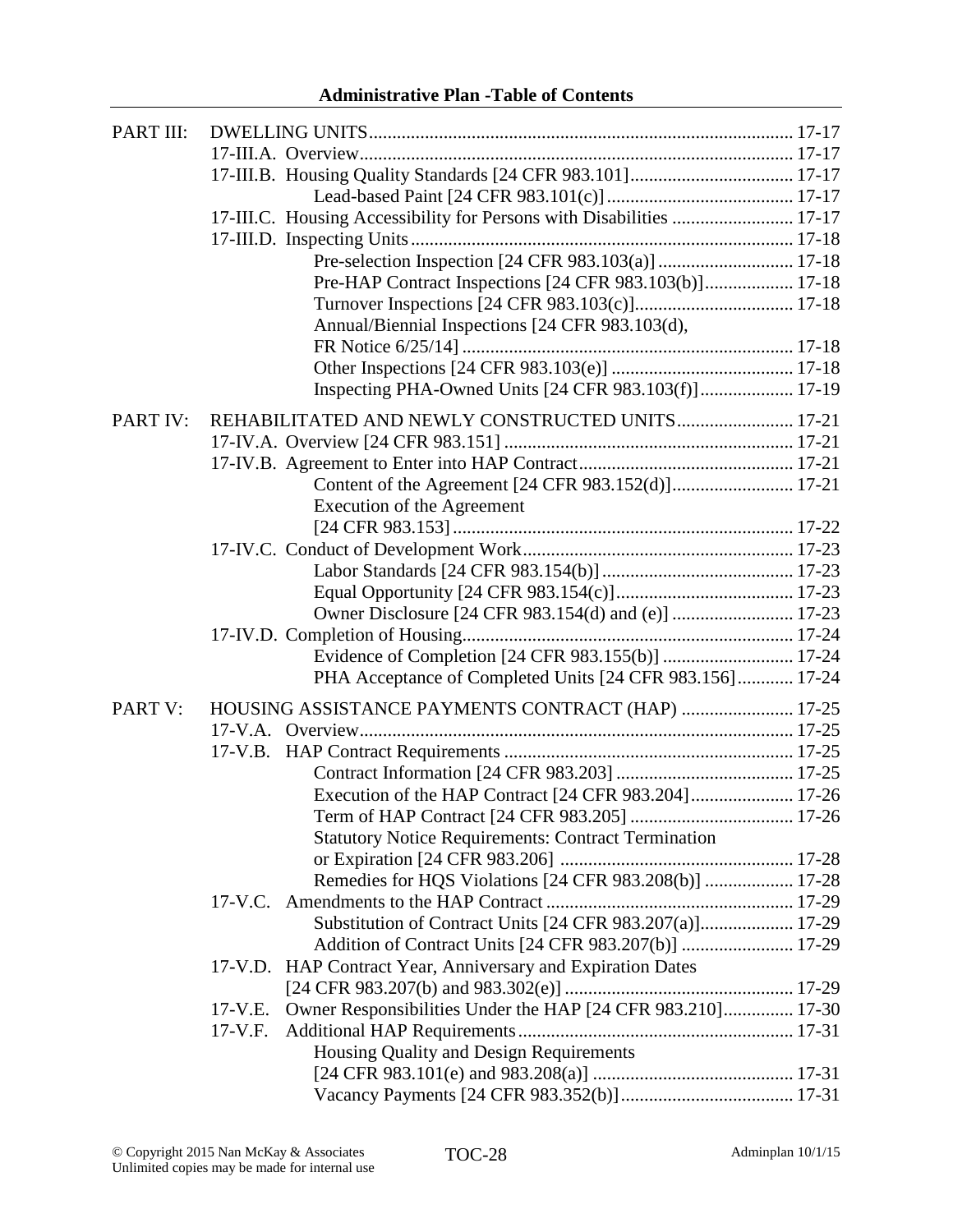**Administrative Plan -Table of Contents**

| | | |
|---|---|---|
| PART III: | DWELLING UNITS | 17-17 |
| | 17-III.A. Overview | 17-17 |
| | 17-III.B. Housing Quality Standards [24 CFR 983.101] | 17-17 |
| | Lead-based Paint [24 CFR 983.101(c)] | 17-17 |
| | 17-III.C. Housing Accessibility for Persons with Disabilities | 17-17 |
| | 17-III.D. Inspecting Units | 17-18 |
| | Pre-selection Inspection [24 CFR 983.103(a)] | 17-18 |
| | Pre-HAP Contract Inspections [24 CFR 983.103(b)] | 17-18 |
| | Turnover Inspections [24 CFR 983.103(c)] | 17-18 |
| | Annual/Biennial Inspections [24 CFR 983.103(d), FR Notice 6/25/14] | 17-18 |
| | Other Inspections [24 CFR 983.103(e)] | 17-18 |
| | Inspecting PHA-Owned Units [24 CFR 983.103(f)] | 17-19 |
| PART IV: | REHABILITATED AND NEWLY CONSTRUCTED UNITS | 17-21 |
| | 17-IV.A. Overview [24 CFR 983.151] | 17-21 |
| | 17-IV.B. Agreement to Enter into HAP Contract | 17-21 |
| | Content of the Agreement [24 CFR 983.152(d)] | 17-21 |
| | Execution of the Agreement [24 CFR 983.153] | 17-22 |
| | 17-IV.C. Conduct of Development Work | 17-23 |
| | Labor Standards [24 CFR 983.154(b)] | 17-23 |
| | Equal Opportunity [24 CFR 983.154(c)] | 17-23 |
| | Owner Disclosure [24 CFR 983.154(d) and (e)] | 17-23 |
| | 17-IV.D. Completion of Housing | 17-24 |
| | Evidence of Completion [24 CFR 983.155(b)] | 17-24 |
| | PHA Acceptance of Completed Units [24 CFR 983.156] | 17-24 |
| PART V: | HOUSING ASSISTANCE PAYMENTS CONTRACT (HAP) | 17-25 |
| | 17-V.A. Overview | 17-25 |
| | 17-V.B. HAP Contract Requirements | 17-25 |
| | Contract Information [24 CFR 983.203] | 17-25 |
| | Execution of the HAP Contract [24 CFR 983.204] | 17-26 |
| | Term of HAP Contract [24 CFR 983.205] | 17-26 |
| | Statutory Notice Requirements: Contract Termination or Expiration [24 CFR 983.206] | 17-28 |
| | Remedies for HQS Violations [24 CFR 983.208(b)] | 17-28 |
| | 17-V.C. Amendments to the HAP Contract | 17-29 |
| | Substitution of Contract Units [24 CFR 983.207(a)] | 17-29 |
| | Addition of Contract Units [24 CFR 983.207(b)] | 17-29 |
| | 17-V.D. HAP Contract Year, Anniversary and Expiration Dates [24 CFR 983.207(b) and 983.302(e)] | 17-29 |
| | 17-V.E. Owner Responsibilities Under the HAP [24 CFR 983.210] | 17-30 |
| | 17-V.F. Additional HAP Requirements | 17-31 |
| | Housing Quality and Design Requirements [24 CFR 983.101(e) and 983.208(a)] | 17-31 |
| | Vacancy Payments [24 CFR 983.352(b)] | 17-31 |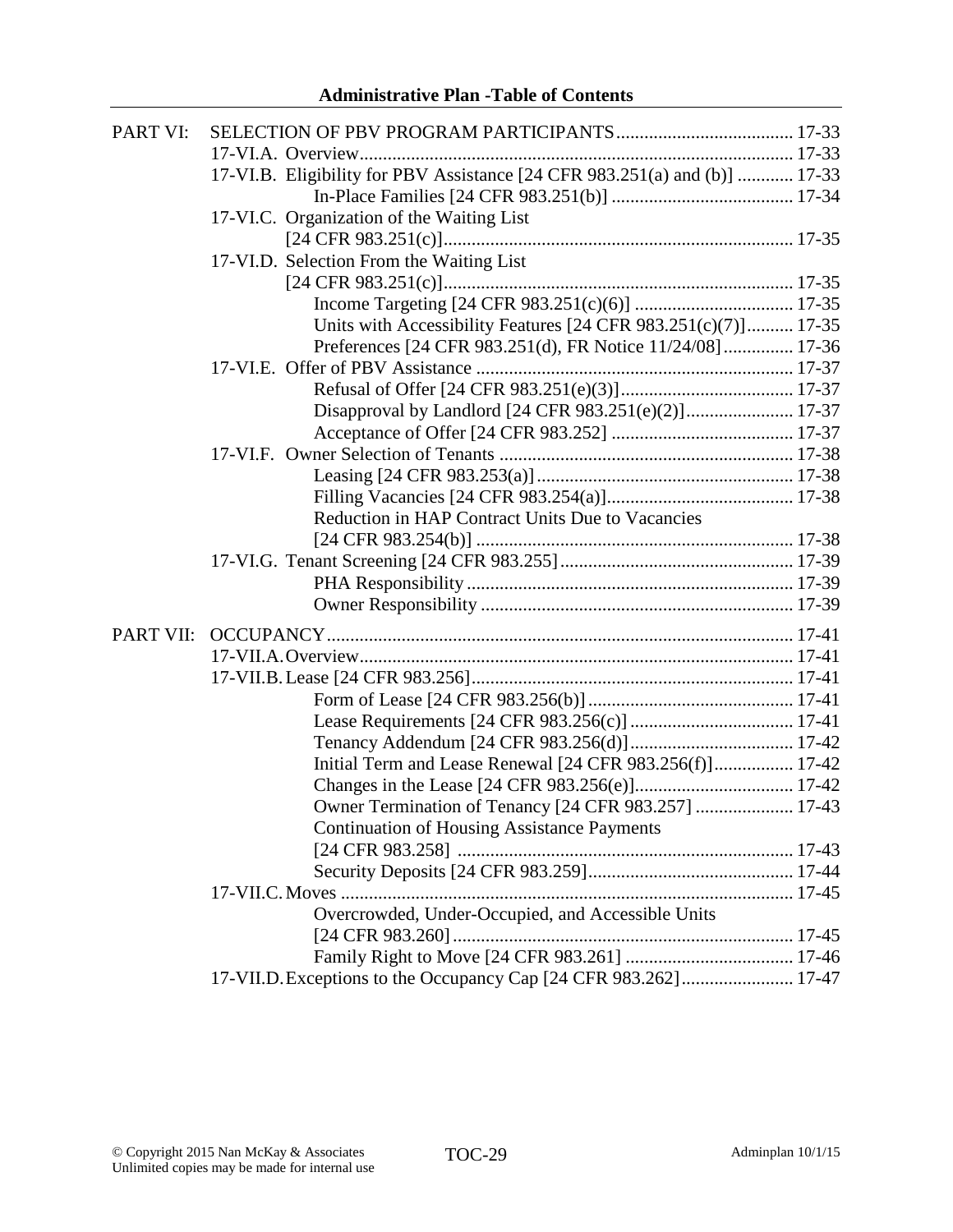**Administrative Plan -Table of Contents**

| | | |
|---|---|---|
| PART VI: | SELECTION OF PBV PROGRAM PARTICIPANTS | 17-33 |
| | 17-VI.A. Overview | 17-33 |
| | 17-VI.B. Eligibility for PBV Assistance [24 CFR 983.251(a) and (b)] | 17-33 |
| | In-Place Families [24 CFR 983.251(b)] | 17-34 |
| | 17-VI.C. Organization of the Waiting List [24 CFR 983.251(c)] | 17-35 |
| | 17-VI.D. Selection From the Waiting List [24 CFR 983.251(c)] | 17-35 |
| | Income Targeting [24 CFR 983.251(c)(6)] | 17-35 |
| | Units with Accessibility Features [24 CFR 983.251(c)(7)] | 17-35 |
| | Preferences [24 CFR 983.251(d), FR Notice 11/24/08] | 17-36 |
| | 17-VI.E. Offer of PBV Assistance | 17-37 |
| | Refusal of Offer [24 CFR 983.251(e)(3)] | 17-37 |
| | Disapproval by Landlord [24 CFR 983.251(e)(2)] | 17-37 |
| | Acceptance of Offer [24 CFR 983.252] | 17-37 |
| | 17-VI.F. Owner Selection of Tenants | 17-38 |
| | Leasing [24 CFR 983.253(a)] | 17-38 |
| | Filling Vacancies [24 CFR 983.254(a)] | 17-38 |
| | Reduction in HAP Contract Units Due to Vacancies [24 CFR 983.254(b)] | 17-38 |
| | 17-VI.G. Tenant Screening [24 CFR 983.255] | 17-39 |
| | PHA Responsibility | 17-39 |
| | Owner Responsibility | 17-39 |
| PART VII: | OCCUPANCY | 17-41 |
| | 17-VII.A. Overview | 17-41 |
| | 17-VII.B. Lease [24 CFR 983.256] | 17-41 |
| | Form of Lease [24 CFR 983.256(b)] | 17-41 |
| | Lease Requirements [24 CFR 983.256(c)] | 17-41 |
| | Tenancy Addendum [24 CFR 983.256(d)] | 17-42 |
| | Initial Term and Lease Renewal [24 CFR 983.256(f)] | 17-42 |
| | Changes in the Lease [24 CFR 983.256(e)] | 17-42 |
| | Owner Termination of Tenancy [24 CFR 983.257] | 17-43 |
| | Continuation of Housing Assistance Payments [24 CFR 983.258] | 17-43 |
| | Security Deposits [24 CFR 983.259] | 17-44 |
| | 17-VII.C. Moves | 17-45 |
| | Overcrowded, Under-Occupied, and Accessible Units [24 CFR 983.260] | 17-45 |
| | Family Right to Move [24 CFR 983.261] | 17-46 |
| | 17-VII.D. Exceptions to the Occupancy Cap [24 CFR 983.262] | 17-47 |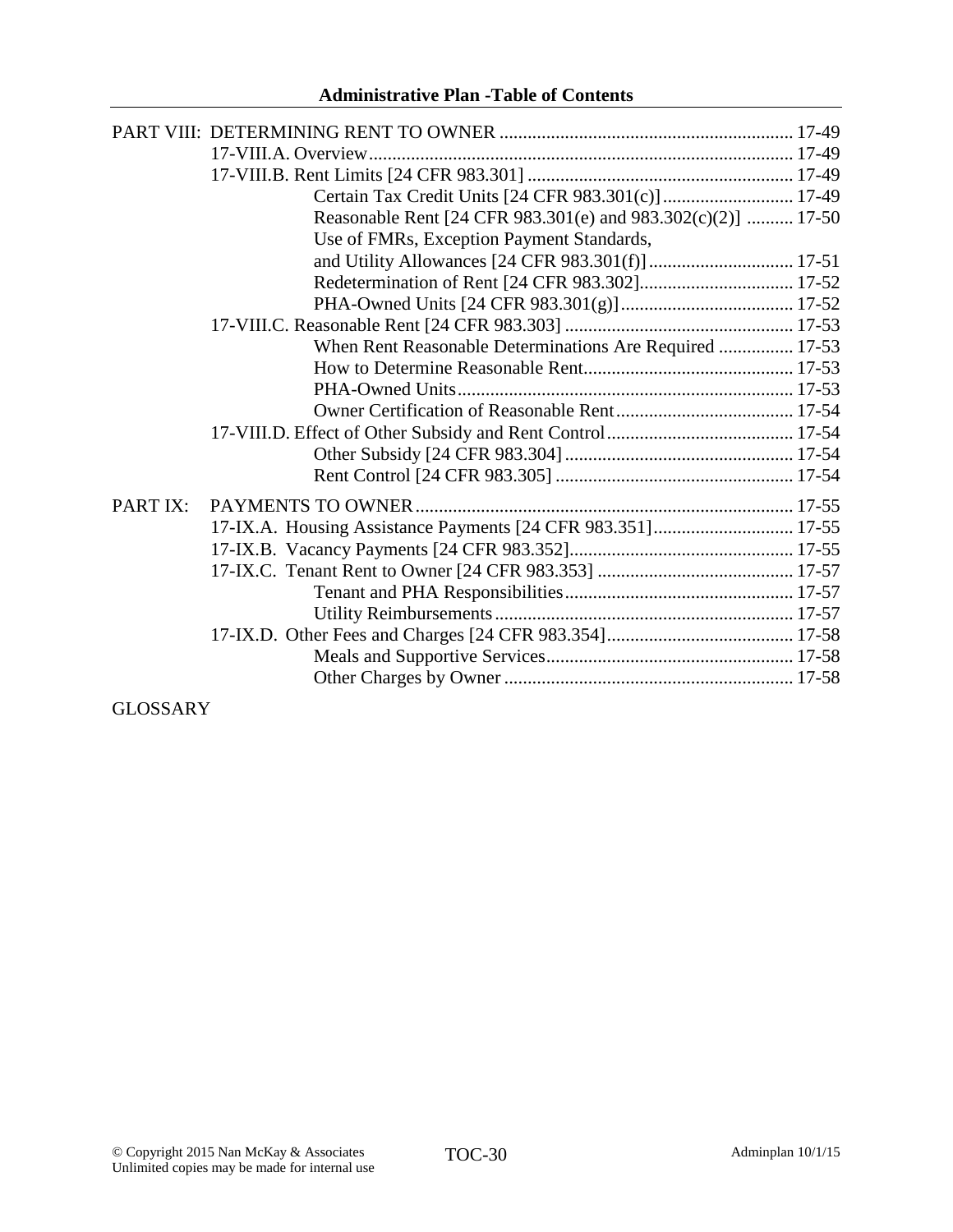PART VIII: DETERMINING RENT TO OWNER .............................................................. 17-49

17-VIII.A. Overview.......................................................................................... 17-49

17-VIII.B. Rent Limits [24 CFR 983.301] ......................................................... 17-49

Certain Tax Credit Units [24 CFR 983.301(c)]............................ 17-49

Reasonable Rent [24 CFR 983.301(e) and 983.302(c)(2)] .......... 17-50

Use of FMRs, Exception Payment Standards, and Utility Allowances [24 CFR 983.301(f)]............................... 17-51

Redetermination of Rent [24 CFR 983.302]................................. 17-52

PHA-Owned Units [24 CFR 983.301(g)]..................................... 17-52

17-VIII.C. Reasonable Rent [24 CFR 983.303] ................................................. 17-53

When Rent Reasonable Determinations Are Required ................ 17-53

How to Determine Reasonable Rent............................................. 17-53

PHA-Owned Units........................................................................ 17-53

Owner Certification of Reasonable Rent...................................... 17-54

17-VIII.D. Effect of Other Subsidy and Rent Control........................................ 17-54

Other Subsidy [24 CFR 983.304]................................................. 17-54

Rent Control [24 CFR 983.305] ................................................... 17-54

PART IX: PAYMENTS TO OWNER................................................................................ 17-55

17-IX.A. Housing Assistance Payments [24 CFR 983.351]............................. 17-55

17-IX.B. Vacancy Payments [24 CFR 983.352]................................................ 17-55

17-IX.C. Tenant Rent to Owner [24 CFR 983.353] .......................................... 17-57

Tenant and PHA Responsibilities................................................. 17-57

Utility Reimbursements................................................................ 17-57

17-IX.D. Other Fees and Charges [24 CFR 983.354]........................................ 17-58

Meals and Supportive Services..................................................... 17-58

Other Charges by Owner .............................................................. 17-58

GLOSSARY